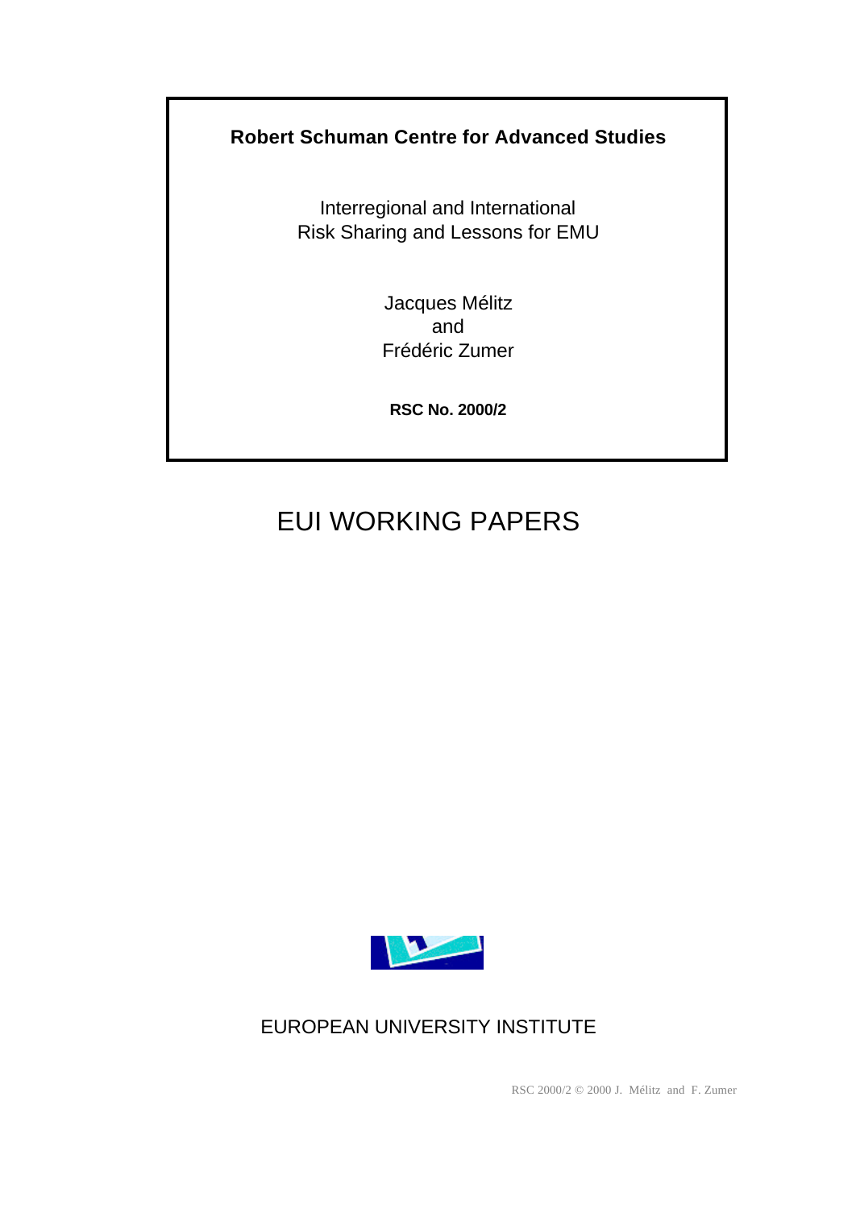**Robert Schuman Centre for Advanced Studies**

Interregional and International
Risk Sharing and Lessons for EMU

Jacques Mélitz
and
Frédéric Zumer

**RSC No. 2000/2**

# EUI WORKING PAPERS

EUROPEAN UNIVERSITY INSTITUTE

RSC 2000/2 © 2000 J. Mélitz and F. Zumer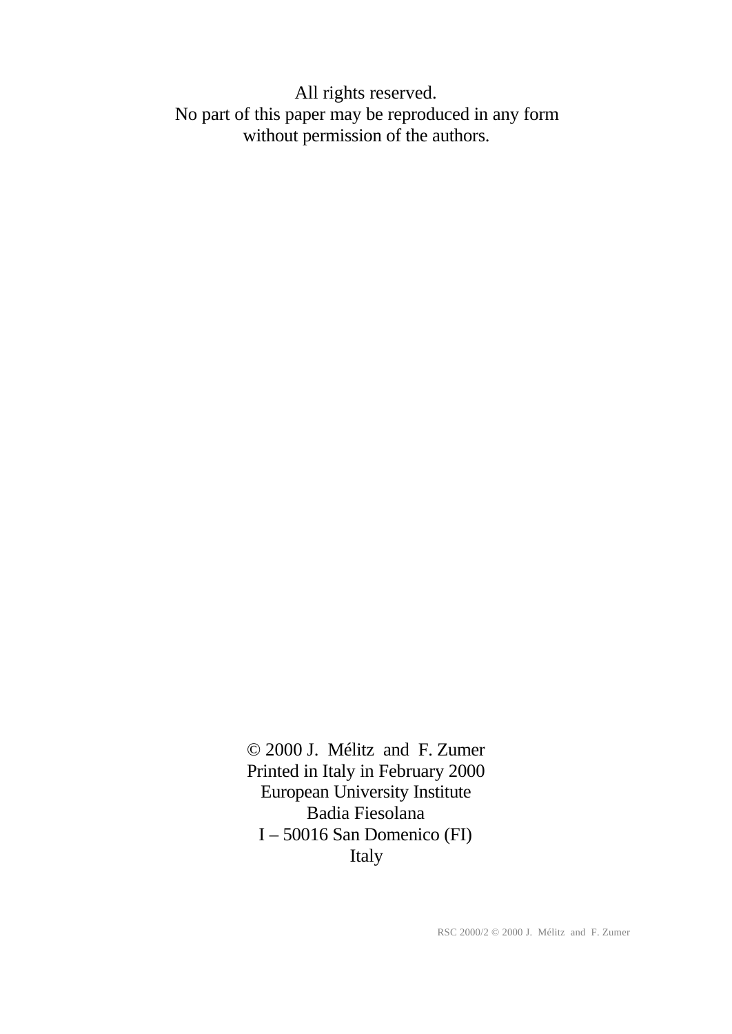All rights reserved.
No part of this paper may be reproduced in any form
without permission of the authors.

© 2000 J. Mélitz and F. Zumer
Printed in Italy in February 2000
European University Institute
Badia Fiesolana
I – 50016 San Domenico (FI)
Italy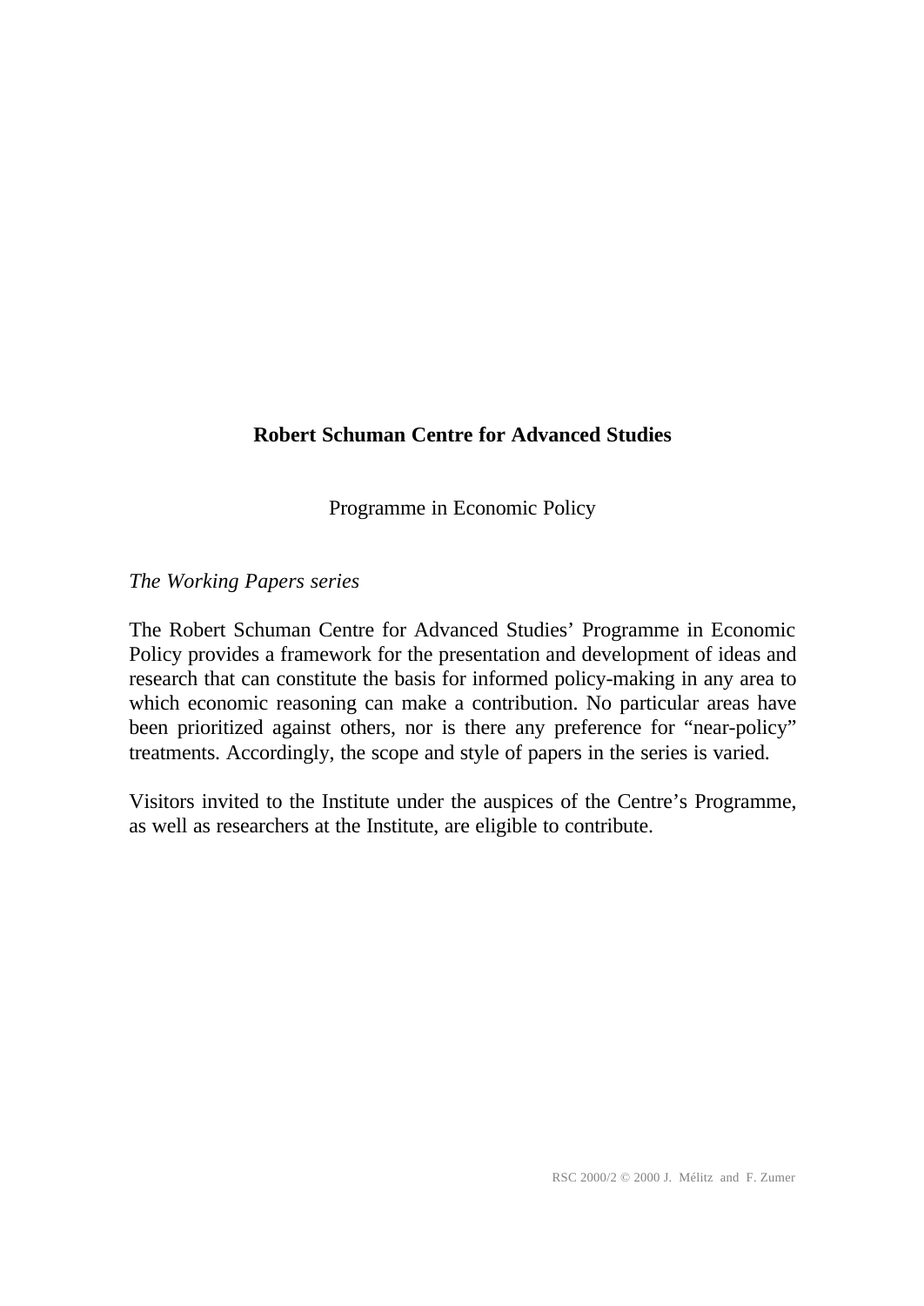**Robert Schuman Centre for Advanced Studies**

Programme in Economic Policy

*The Working Papers series*

The Robert Schuman Centre for Advanced Studies' Programme in Economic Policy provides a framework for the presentation and development of ideas and research that can constitute the basis for informed policy-making in any area to which economic reasoning can make a contribution. No particular areas have been prioritized against others, nor is there any preference for "near-policy" treatments. Accordingly, the scope and style of papers in the series is varied.

Visitors invited to the Institute under the auspices of the Centre's Programme, as well as researchers at the Institute, are eligible to contribute.

RSC 2000/2 © 2000 J. Mélitz and F. Zumer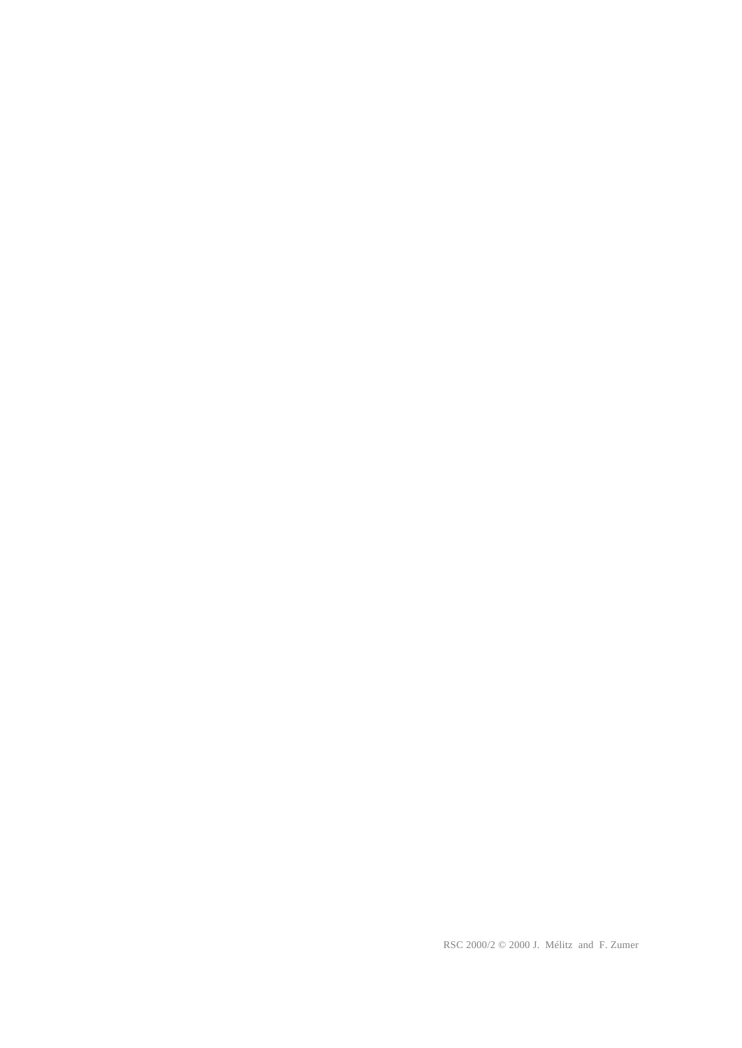RSC 2000/2 © 2000 J. Mélitz and F. Zumer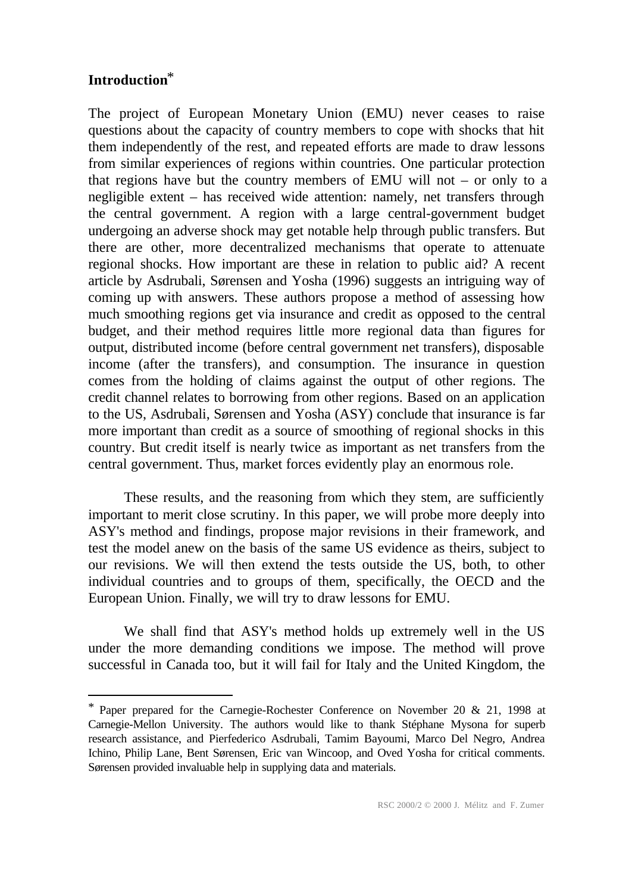# Introduction*

The project of European Monetary Union (EMU) never ceases to raise questions about the capacity of country members to cope with shocks that hit them independently of the rest, and repeated efforts are made to draw lessons from similar experiences of regions within countries. One particular protection that regions have but the country members of EMU will not – or only to a negligible extent – has received wide attention: namely, net transfers through the central government. A region with a large central-government budget undergoing an adverse shock may get notable help through public transfers. But there are other, more decentralized mechanisms that operate to attenuate regional shocks. How important are these in relation to public aid? A recent article by Asdrubali, Sørensen and Yosha (1996) suggests an intriguing way of coming up with answers. These authors propose a method of assessing how much smoothing regions get via insurance and credit as opposed to the central budget, and their method requires little more regional data than figures for output, distributed income (before central government net transfers), disposable income (after the transfers), and consumption. The insurance in question comes from the holding of claims against the output of other regions. The credit channel relates to borrowing from other regions. Based on an application to the US, Asdrubali, Sørensen and Yosha (ASY) conclude that insurance is far more important than credit as a source of smoothing of regional shocks in this country. But credit itself is nearly twice as important as net transfers from the central government. Thus, market forces evidently play an enormous role.

These results, and the reasoning from which they stem, are sufficiently important to merit close scrutiny. In this paper, we will probe more deeply into ASY's method and findings, propose major revisions in their framework, and test the model anew on the basis of the same US evidence as theirs, subject to our revisions. We will then extend the tests outside the US, both, to other individual countries and to groups of them, specifically, the OECD and the European Union. Finally, we will try to draw lessons for EMU.

We shall find that ASY's method holds up extremely well in the US under the more demanding conditions we impose. The method will prove successful in Canada too, but it will fail for Italy and the United Kingdom, the

---

* Paper prepared for the Carnegie-Rochester Conference on November 20 & 21, 1998 at Carnegie-Mellon University. The authors would like to thank Stéphane Mysona for superb research assistance, and Pierfederico Asdrubali, Tamim Bayoumi, Marco Del Negro, Andrea Ichino, Philip Lane, Bent Sørensen, Eric van Wincoop, and Oved Yosha for critical comments. Sørensen provided invaluable help in supplying data and materials.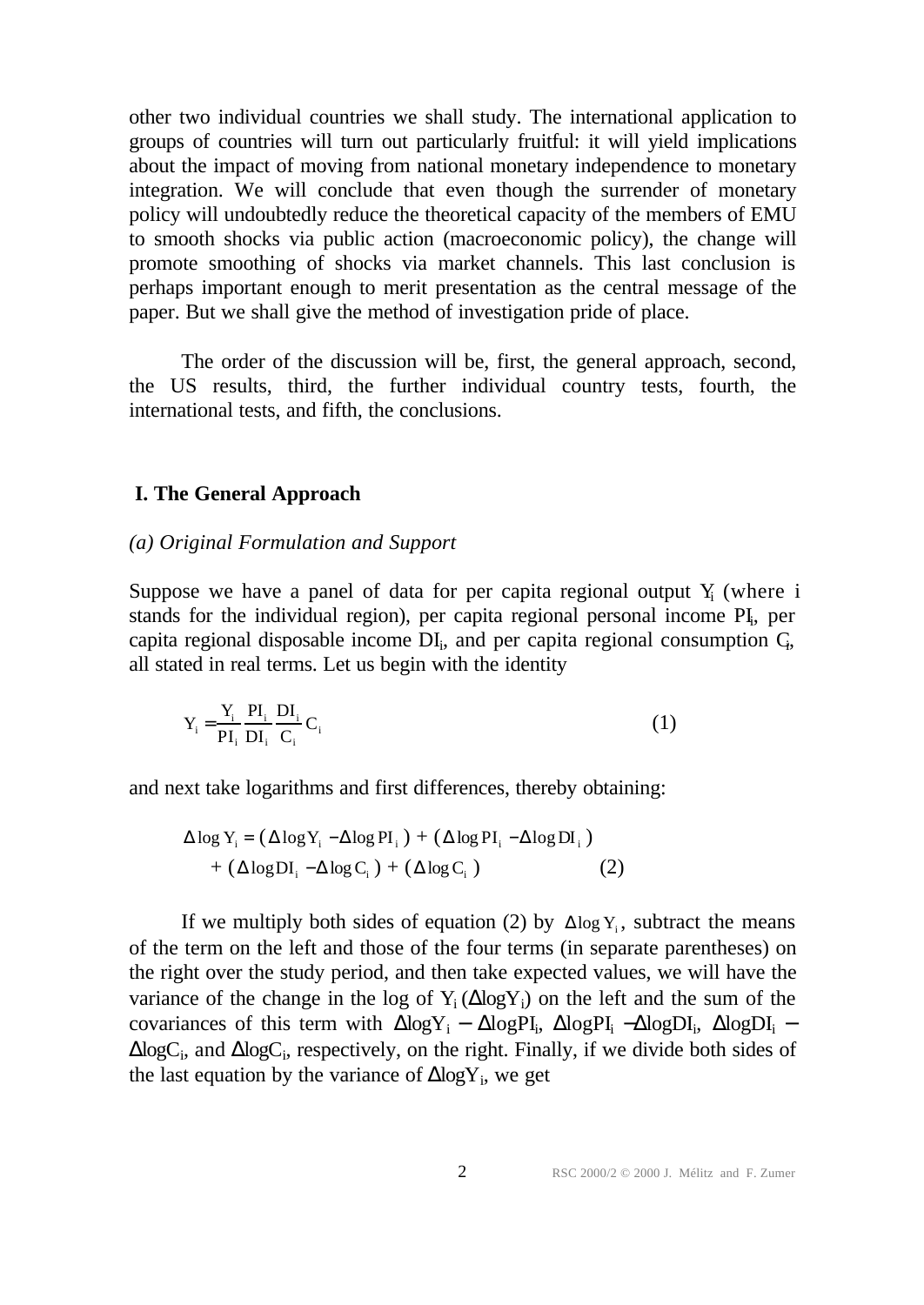other two individual countries we shall study. The international application to groups of countries will turn out particularly fruitful: it will yield implications about the impact of moving from national monetary independence to monetary integration. We will conclude that even though the surrender of monetary policy will undoubtedly reduce the theoretical capacity of the members of EMU to smooth shocks via public action (macroeconomic policy), the change will promote smoothing of shocks via market channels. This last conclusion is perhaps important enough to merit presentation as the central message of the paper. But we shall give the method of investigation pride of place.

The order of the discussion will be, first, the general approach, second, the US results, third, the further individual country tests, fourth, the international tests, and fifth, the conclusions.

## I. The General Approach

### *(a) Original Formulation and Support*

Suppose we have a panel of data for per capita regional output $Y_i$ (where i stands for the individual region), per capita regional personal income $PI_i$, per capita regional disposable income $DI_i$, and per capita regional consumption $C_i$, all stated in real terms. Let us begin with the identity

$$Y_i = \frac{Y_i}{PI_i}\frac{PI_i}{DI_i}\frac{DI_i}{C_i}C_i \qquad (1)$$

and next take logarithms and first differences, thereby obtaining:

$$\Delta \log Y_i = (\Delta \log Y_i - \Delta \log PI_i) + (\Delta \log PI_i - \Delta \log DI_i) + (\Delta \log DI_i - \Delta \log C_i) + (\Delta \log C_i) \qquad (2)$$

If we multiply both sides of equation (2) by $\Delta \log Y_i$, subtract the means of the term on the left and those of the four terms (in separate parentheses) on the right over the study period, and then take expected values, we will have the variance of the change in the log of $Y_i$ ($\Delta \log Y_i$) on the left and the sum of the covariances of this term with $\Delta \log Y_i - \Delta \log PI_i$, $\Delta \log PI_i - \Delta \log DI_i$, $\Delta \log DI_i - \Delta \log C_i$, and $\Delta \log C_i$, respectively, on the right. Finally, if we divide both sides of the last equation by the variance of $\Delta \log Y_i$, we get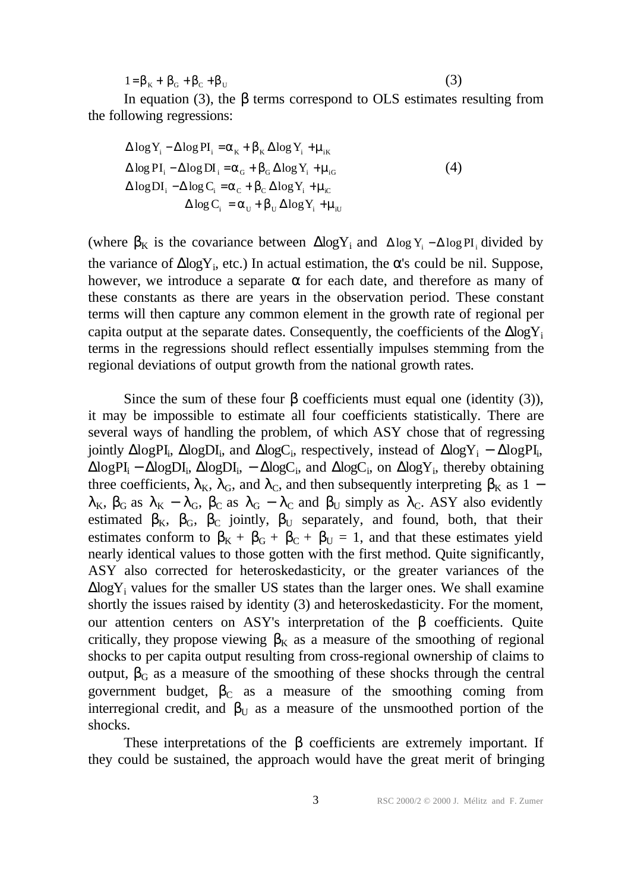$$1 = \beta_K + \beta_G + \beta_C + \beta_U \qquad (3)$$

In equation (3), the $\beta$ terms correspond to OLS estimates resulting from the following regressions:

$$\begin{aligned}
\Delta \log Y_i - \Delta \log PI_i &= \alpha_K + \beta_K \Delta \log Y_i + \mu_{iK} \\
\Delta \log PI_i - \Delta \log DI_i &= \alpha_G + \beta_G \Delta \log Y_i + \mu_{iG} \\
\Delta \log DI_i - \Delta \log C_i &= \alpha_C + \beta_C \Delta \log Y_i + \mu_{iC} \\
\Delta \log C_i &= \alpha_U + \beta_U \Delta \log Y_i + \mu_{iU}
\end{aligned} \qquad (4)$$

(where $\beta_K$ is the covariance between $\Delta \log Y_i$ and $\Delta \log Y_i - \Delta \log PI_i$ divided by the variance of $\Delta \log Y_i$, etc.) In actual estimation, the $\alpha$'s could be nil. Suppose, however, we introduce a separate $\alpha$ for each date, and therefore as many of these constants as there are years in the observation period. These constant terms will then capture any common element in the growth rate of regional per capita output at the separate dates. Consequently, the coefficients of the $\Delta \log Y_i$ terms in the regressions should reflect essentially impulses stemming from the regional deviations of output growth from the national growth rates.

Since the sum of these four $\beta$ coefficients must equal one (identity (3)), it may be impossible to estimate all four coefficients statistically. There are several ways of handling the problem, of which ASY chose that of regressing jointly $\Delta \log PI_i$, $\Delta \log DI_i$, and $\Delta \log C_i$, respectively, instead of $\Delta \log Y_i - \Delta \log PI_i$, $\Delta \log PI_i - \Delta \log DI_i$, $\Delta \log DI_i$, $- \Delta \log C_i$, and $\Delta \log C_i$, on $\Delta \log Y_i$, thereby obtaining three coefficients, $\lambda_K$, $\lambda_G$, and $\lambda_C$, and then subsequently interpreting $\beta_K$ as $1 - \lambda_K$, $\beta_G$ as $\lambda_K - \lambda_G$, $\beta_C$ as $\lambda_G - \lambda_C$ and $\beta_U$ simply as $\lambda_C$. ASY also evidently estimated $\beta_K$, $\beta_G$, $\beta_C$ jointly, $\beta_U$ separately, and found, both, that their estimates conform to $\beta_K + \beta_G + \beta_C + \beta_U = 1$, and that these estimates yield nearly identical values to those gotten with the first method. Quite significantly, ASY also corrected for heteroskedasticity, or the greater variances of the $\Delta \log Y_i$ values for the smaller US states than the larger ones. We shall examine shortly the issues raised by identity (3) and heteroskedasticity. For the moment, our attention centers on ASY's interpretation of the $\beta$ coefficients. Quite critically, they propose viewing $\beta_K$ as a measure of the smoothing of regional shocks to per capita output resulting from cross-regional ownership of claims to output, $\beta_G$ as a measure of the smoothing of these shocks through the central government budget, $\beta_C$ as a measure of the smoothing coming from interregional credit, and $\beta_U$ as a measure of the unsmoothed portion of the shocks.

These interpretations of the $\beta$ coefficients are extremely important. If they could be sustained, the approach would have the great merit of bringing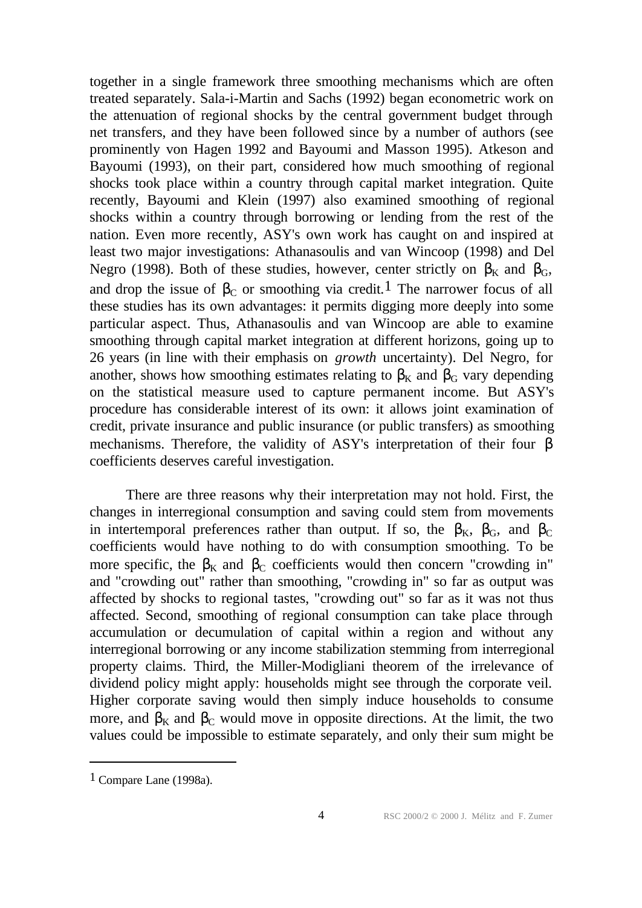together in a single framework three smoothing mechanisms which are often treated separately. Sala-i-Martin and Sachs (1992) began econometric work on the attenuation of regional shocks by the central government budget through net transfers, and they have been followed since by a number of authors (see prominently von Hagen 1992 and Bayoumi and Masson 1995). Atkeson and Bayoumi (1993), on their part, considered how much smoothing of regional shocks took place within a country through capital market integration. Quite recently, Bayoumi and Klein (1997) also examined smoothing of regional shocks within a country through borrowing or lending from the rest of the nation. Even more recently, ASY's own work has caught on and inspired at least two major investigations: Athanasoulis and van Wincoop (1998) and Del Negro (1998). Both of these studies, however, center strictly on $\beta_K$ and $\beta_G$, and drop the issue of $\beta_C$ or smoothing via credit.[1] The narrower focus of all these studies has its own advantages: it permits digging more deeply into some particular aspect. Thus, Athanasoulis and van Wincoop are able to examine smoothing through capital market integration at different horizons, going up to 26 years (in line with their emphasis on *growth* uncertainty). Del Negro, for another, shows how smoothing estimates relating to $\beta_K$ and $\beta_G$ vary depending on the statistical measure used to capture permanent income. But ASY's procedure has considerable interest of its own: it allows joint examination of credit, private insurance and public insurance (or public transfers) as smoothing mechanisms. Therefore, the validity of ASY's interpretation of their four $\beta$ coefficients deserves careful investigation.

There are three reasons why their interpretation may not hold. First, the changes in interregional consumption and saving could stem from movements in intertemporal preferences rather than output. If so, the $\beta_K$, $\beta_G$, and $\beta_C$ coefficients would have nothing to do with consumption smoothing. To be more specific, the $\beta_K$ and $\beta_C$ coefficients would then concern "crowding in" and "crowding out" rather than smoothing, "crowding in" so far as output was affected by shocks to regional tastes, "crowding out" so far as it was not thus affected. Second, smoothing of regional consumption can take place through accumulation or decumulation of capital within a region and without any interregional borrowing or any income stabilization stemming from interregional property claims. Third, the Miller-Modigliani theorem of the irrelevance of dividend policy might apply: households might see through the corporate veil. Higher corporate saving would then simply induce households to consume more, and $\beta_K$ and $\beta_C$ would move in opposite directions. At the limit, the two values could be impossible to estimate separately, and only their sum might be

---

[1] Compare Lane (1998a).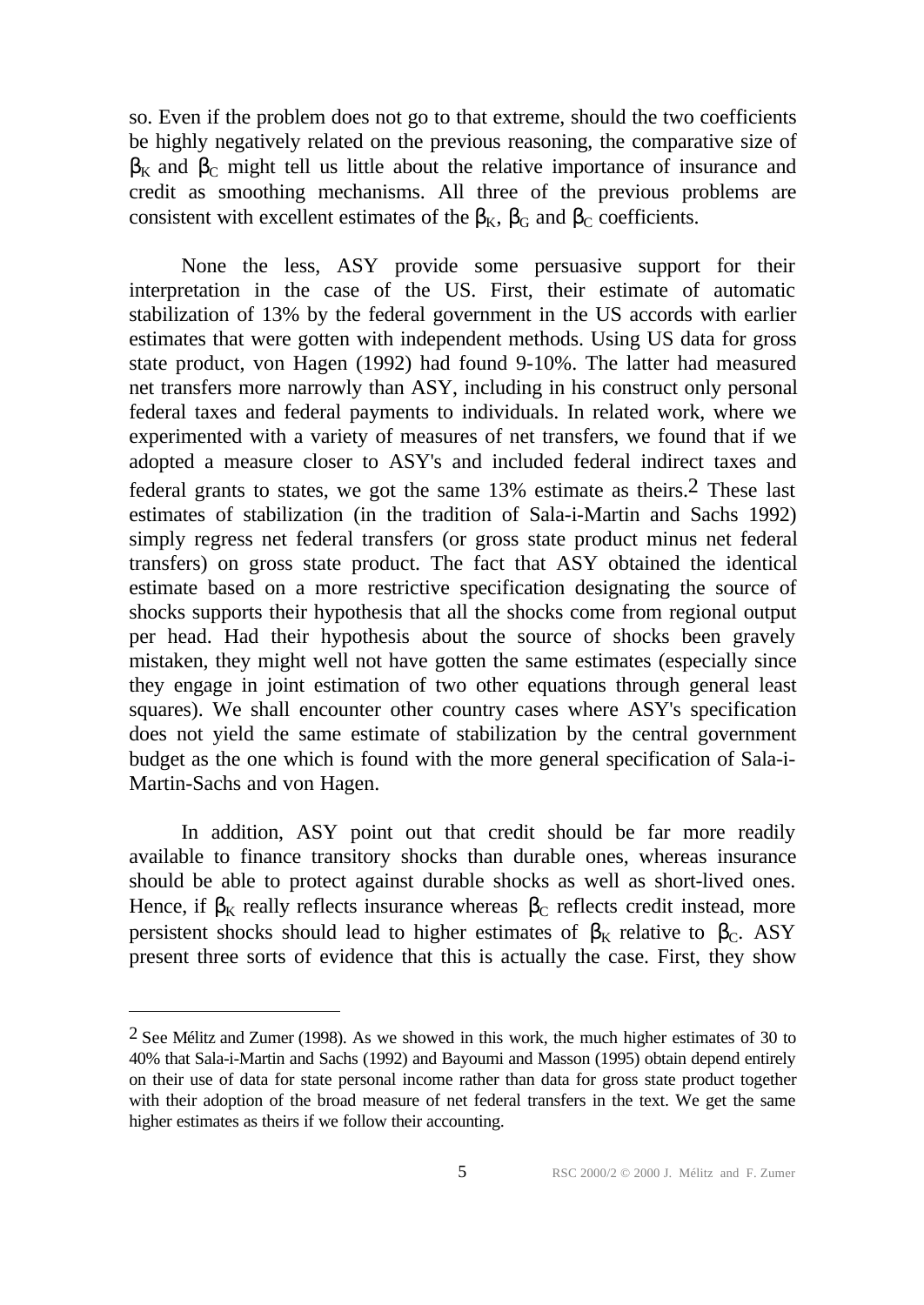so. Even if the problem does not go to that extreme, should the two coefficients be highly negatively related on the previous reasoning, the comparative size of $\beta_K$ and $\beta_C$ might tell us little about the relative importance of insurance and credit as smoothing mechanisms. All three of the previous problems are consistent with excellent estimates of the $\beta_K$, $\beta_G$ and $\beta_C$ coefficients.

None the less, ASY provide some persuasive support for their interpretation in the case of the US. First, their estimate of automatic stabilization of 13% by the federal government in the US accords with earlier estimates that were gotten with independent methods. Using US data for gross state product, von Hagen (1992) had found 9-10%. The latter had measured net transfers more narrowly than ASY, including in his construct only personal federal taxes and federal payments to individuals. In related work, where we experimented with a variety of measures of net transfers, we found that if we adopted a measure closer to ASY's and included federal indirect taxes and federal grants to states, we got the same 13% estimate as theirs.[2] These last estimates of stabilization (in the tradition of Sala-i-Martin and Sachs 1992) simply regress net federal transfers (or gross state product minus net federal transfers) on gross state product. The fact that ASY obtained the identical estimate based on a more restrictive specification designating the source of shocks supports their hypothesis that all the shocks come from regional output per head. Had their hypothesis about the source of shocks been gravely mistaken, they might well not have gotten the same estimates (especially since they engage in joint estimation of two other equations through general least squares). We shall encounter other country cases where ASY's specification does not yield the same estimate of stabilization by the central government budget as the one which is found with the more general specification of Sala-i-Martin-Sachs and von Hagen.

In addition, ASY point out that credit should be far more readily available to finance transitory shocks than durable ones, whereas insurance should be able to protect against durable shocks as well as short-lived ones. Hence, if $\beta_K$ really reflects insurance whereas $\beta_C$ reflects credit instead, more persistent shocks should lead to higher estimates of $\beta_K$ relative to $\beta_C$. ASY present three sorts of evidence that this is actually the case. First, they show

---

[2] See Mélitz and Zumer (1998). As we showed in this work, the much higher estimates of 30 to 40% that Sala-i-Martin and Sachs (1992) and Bayoumi and Masson (1995) obtain depend entirely on their use of data for state personal income rather than data for gross state product together with their adoption of the broad measure of net federal transfers in the text. We get the same higher estimates as theirs if we follow their accounting.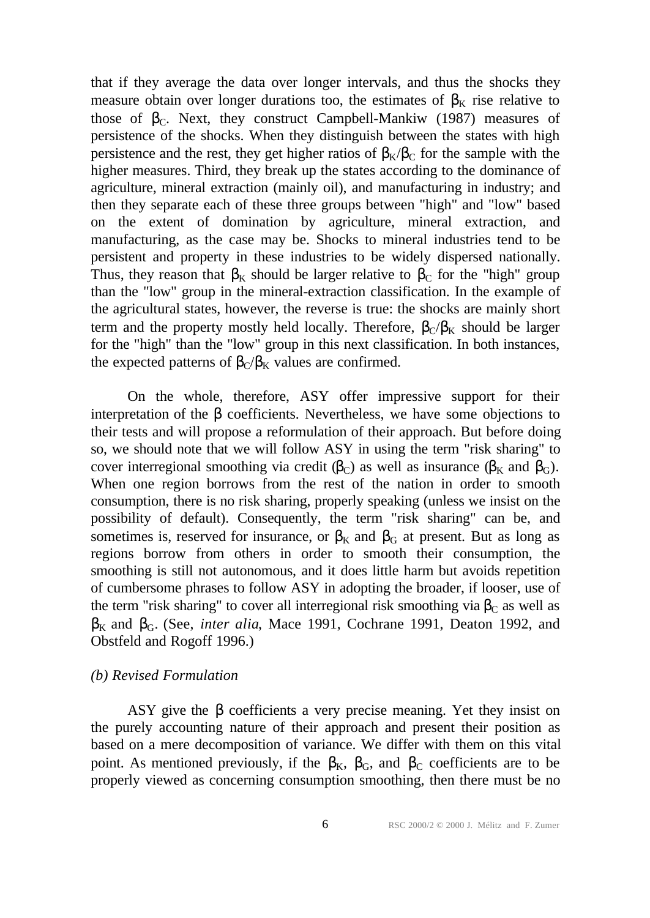that if they average the data over longer intervals, and thus the shocks they measure obtain over longer durations too, the estimates of $\beta_K$ rise relative to those of $\beta_C$. Next, they construct Campbell-Mankiw (1987) measures of persistence of the shocks. When they distinguish between the states with high persistence and the rest, they get higher ratios of $\beta_K/\beta_C$ for the sample with the higher measures. Third, they break up the states according to the dominance of agriculture, mineral extraction (mainly oil), and manufacturing in industry; and then they separate each of these three groups between "high" and "low" based on the extent of domination by agriculture, mineral extraction, and manufacturing, as the case may be. Shocks to mineral industries tend to be persistent and property in these industries to be widely dispersed nationally. Thus, they reason that $\beta_K$ should be larger relative to $\beta_C$ for the "high" group than the "low" group in the mineral-extraction classification. In the example of the agricultural states, however, the reverse is true: the shocks are mainly short term and the property mostly held locally. Therefore, $\beta_C/\beta_K$ should be larger for the "high" than the "low" group in this next classification. In both instances, the expected patterns of $\beta_C/\beta_K$ values are confirmed.

On the whole, therefore, ASY offer impressive support for their interpretation of the $\beta$ coefficients. Nevertheless, we have some objections to their tests and will propose a reformulation of their approach. But before doing so, we should note that we will follow ASY in using the term "risk sharing" to cover interregional smoothing via credit ($\beta_C$) as well as insurance ($\beta_K$ and $\beta_G$). When one region borrows from the rest of the nation in order to smooth consumption, there is no risk sharing, properly speaking (unless we insist on the possibility of default). Consequently, the term "risk sharing" can be, and sometimes is, reserved for insurance, or $\beta_K$ and $\beta_G$ at present. But as long as regions borrow from others in order to smooth their consumption, the smoothing is still not autonomous, and it does little harm but avoids repetition of cumbersome phrases to follow ASY in adopting the broader, if looser, use of the term "risk sharing" to cover all interregional risk smoothing via $\beta_C$ as well as $\beta_K$ and $\beta_G$. (See, *inter alia*, Mace 1991, Cochrane 1991, Deaton 1992, and Obstfeld and Rogoff 1996.)

*(b) Revised Formulation*

ASY give the $\beta$ coefficients a very precise meaning. Yet they insist on the purely accounting nature of their approach and present their position as based on a mere decomposition of variance. We differ with them on this vital point. As mentioned previously, if the $\beta_K$, $\beta_G$, and $\beta_C$ coefficients are to be properly viewed as concerning consumption smoothing, then there must be no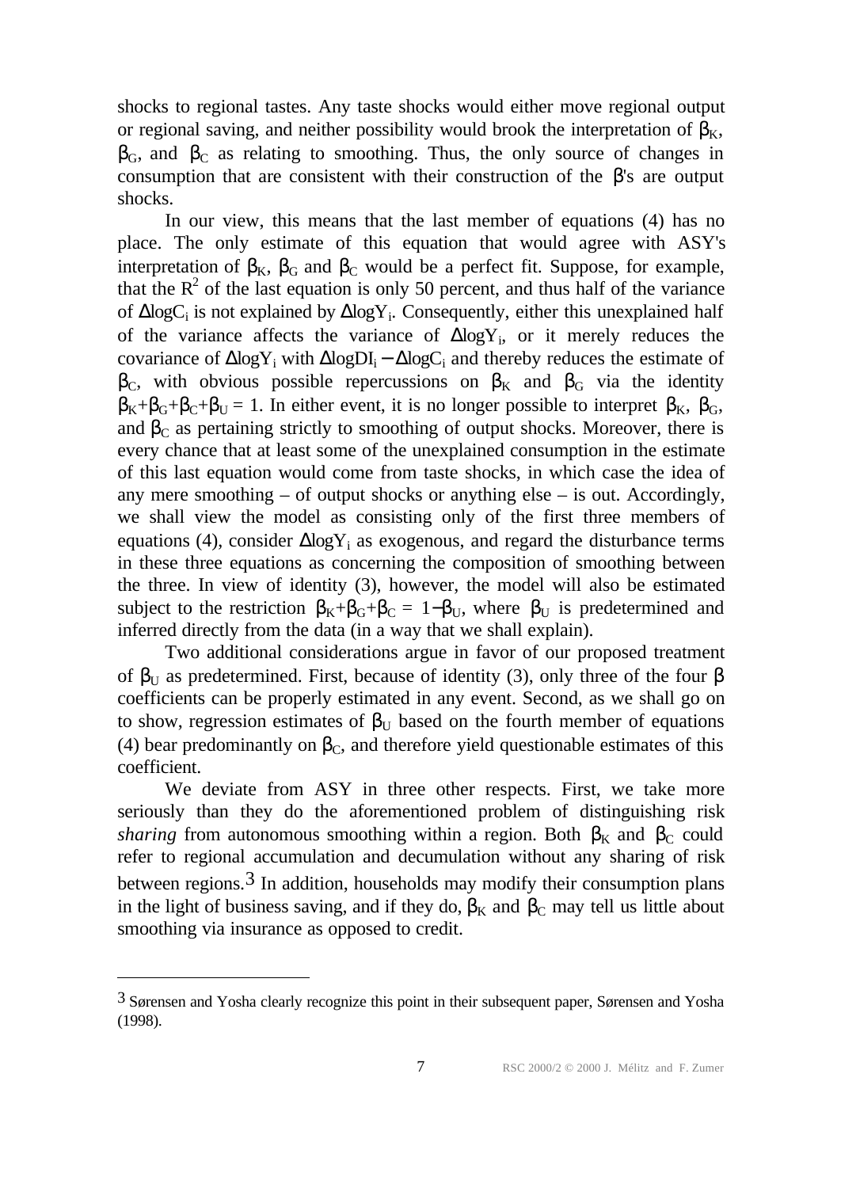shocks to regional tastes. Any taste shocks would either move regional output or regional saving, and neither possibility would brook the interpretation of $\beta_K$, $\beta_G$, and $\beta_C$ as relating to smoothing. Thus, the only source of changes in consumption that are consistent with their construction of the $\beta$'s are output shocks.

In our view, this means that the last member of equations (4) has no place. The only estimate of this equation that would agree with ASY's interpretation of $\beta_K$, $\beta_G$ and $\beta_C$ would be a perfect fit. Suppose, for example, that the $R^2$ of the last equation is only 50 percent, and thus half of the variance of $\Delta \log C_i$ is not explained by $\Delta \log Y_i$. Consequently, either this unexplained half of the variance affects the variance of $\Delta \log Y_i$, or it merely reduces the covariance of $\Delta \log Y_i$ with $\Delta \log DI_i - \Delta \log C_i$ and thereby reduces the estimate of $\beta_C$, with obvious possible repercussions on $\beta_K$ and $\beta_G$ via the identity $\beta_K+\beta_G+\beta_C+\beta_U = 1$. In either event, it is no longer possible to interpret $\beta_K$, $\beta_G$, and $\beta_C$ as pertaining strictly to smoothing of output shocks. Moreover, there is every chance that at least some of the unexplained consumption in the estimate of this last equation would come from taste shocks, in which case the idea of any mere smoothing – of output shocks or anything else – is out. Accordingly, we shall view the model as consisting only of the first three members of equations (4), consider $\Delta \log Y_i$ as exogenous, and regard the disturbance terms in these three equations as concerning the composition of smoothing between the three. In view of identity (3), however, the model will also be estimated subject to the restriction $\beta_K+\beta_G+\beta_C = 1-\beta_U$, where $\beta_U$ is predetermined and inferred directly from the data (in a way that we shall explain).

Two additional considerations argue in favor of our proposed treatment of $\beta_U$ as predetermined. First, because of identity (3), only three of the four $\beta$ coefficients can be properly estimated in any event. Second, as we shall go on to show, regression estimates of $\beta_U$ based on the fourth member of equations (4) bear predominantly on $\beta_C$, and therefore yield questionable estimates of this coefficient.

We deviate from ASY in three other respects. First, we take more seriously than they do the aforementioned problem of distinguishing risk *sharing* from autonomous smoothing within a region. Both $\beta_K$ and $\beta_C$ could refer to regional accumulation and decumulation without any sharing of risk between regions.[3] In addition, households may modify their consumption plans in the light of business saving, and if they do, $\beta_K$ and $\beta_C$ may tell us little about smoothing via insurance as opposed to credit.

---

[3] Sørensen and Yosha clearly recognize this point in their subsequent paper, Sørensen and Yosha (1998).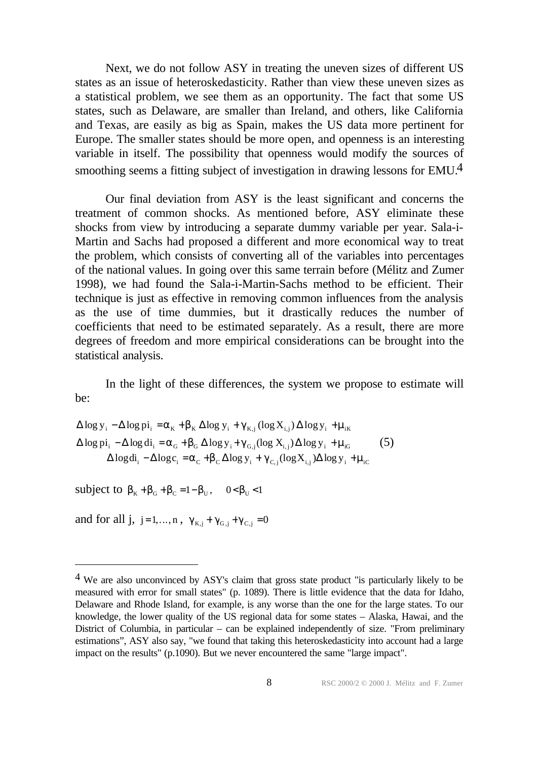Next, we do not follow ASY in treating the uneven sizes of different US states as an issue of heteroskedasticity. Rather than view these uneven sizes as a statistical problem, we see them as an opportunity. The fact that some US states, such as Delaware, are smaller than Ireland, and others, like California and Texas, are easily as big as Spain, makes the US data more pertinent for Europe. The smaller states should be more open, and openness is an interesting variable in itself. The possibility that openness would modify the sources of smoothing seems a fitting subject of investigation in drawing lessons for EMU.[4]

Our final deviation from ASY is the least significant and concerns the treatment of common shocks. As mentioned before, ASY eliminate these shocks from view by introducing a separate dummy variable per year. Sala-i-Martin and Sachs had proposed a different and more economical way to treat the problem, which consists of converting all of the variables into percentages of the national values. In going over this same terrain before (Mélitz and Zumer 1998), we had found the Sala-i-Martin-Sachs method to be efficient. Their technique is just as effective in removing common influences from the analysis as the use of time dummies, but it drastically reduces the number of coefficients that need to be estimated separately. As a result, there are more degrees of freedom and more empirical considerations can be brought into the statistical analysis.

In the light of these differences, the system we propose to estimate will be:

$$
\begin{aligned}
\Delta \log y_i - \Delta \log pi_i &= \alpha_K + \beta_K \Delta \log y_i + \gamma_{K,j} (\log X_{i,j}) \Delta \log y_i + \mu_{iK} \\
\Delta \log pi_i - \Delta \log di_i &= \alpha_G + \beta_G \Delta \log y_i + \gamma_{G,j} (\log X_{i,j}) \Delta \log y_i + \mu_{iG} \qquad (5) \\
\Delta \log di_i - \Delta \log c_i &= \alpha_C + \beta_C \Delta \log y_i + \gamma_{C,j} (\log X_{i,j}) \Delta \log y_i + \mu_{iC}
\end{aligned}
$$

subject to $\beta_K + \beta_G + \beta_C = 1 - \beta_U, \quad 0 < \beta_U < 1$

and for all j, $j = 1, \ldots, n$, $\gamma_{K,j} + \gamma_{G,j} + \gamma_{C,j} = 0$

---

[4] We are also unconvinced by ASY's claim that gross state product "is particularly likely to be measured with error for small states" (p. 1089). There is little evidence that the data for Idaho, Delaware and Rhode Island, for example, is any worse than the one for the large states. To our knowledge, the lower quality of the US regional data for some states – Alaska, Hawai, and the District of Columbia, in particular – can be explained independently of size. "From preliminary estimations", ASY also say, "we found that taking this heteroskedasticity into account had a large impact on the results" (p.1090). But we never encountered the same "large impact".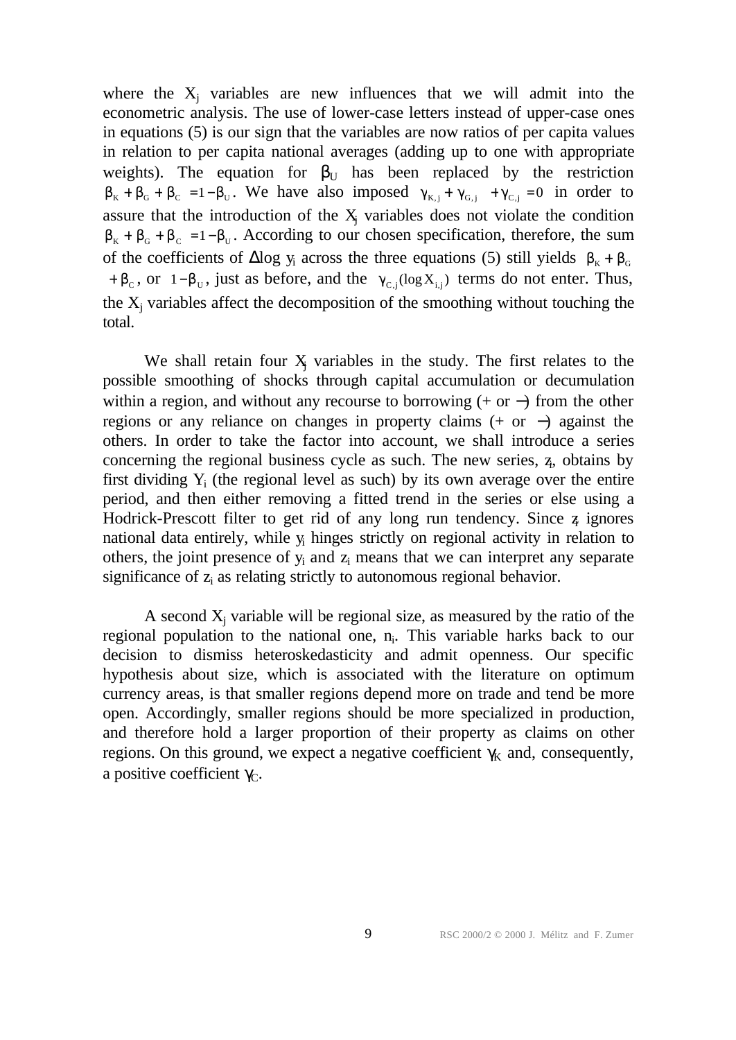where the $X_j$ variables are new influences that we will admit into the econometric analysis. The use of lower-case letters instead of upper-case ones in equations (5) is our sign that the variables are now ratios of per capita values in relation to per capita national averages (adding up to one with appropriate weights). The equation for $\beta_U$ has been replaced by the restriction $\beta_K + \beta_G + \beta_C = 1 - \beta_U$. We have also imposed $\gamma_{K,j} + \gamma_{G,j} + \gamma_{C,j} = 0$ in order to assure that the introduction of the $X_j$ variables does not violate the condition $\beta_K + \beta_G + \beta_C = 1 - \beta_U$. According to our chosen specification, therefore, the sum of the coefficients of $\Delta \log y_i$ across the three equations (5) still yields $\beta_K + \beta_G + \beta_C$, or $1 - \beta_U$, just as before, and the $\gamma_{C,j}(\log X_{i,j})$ terms do not enter. Thus, the $X_j$ variables affect the decomposition of the smoothing without touching the total.

We shall retain four $X_j$ variables in the study. The first relates to the possible smoothing of shocks through capital accumulation or decumulation within a region, and without any recourse to borrowing (+ or −) from the other regions or any reliance on changes in property claims (+ or −) against the others. In order to take the factor into account, we shall introduce a series concerning the regional business cycle as such. The new series, $z_i$, obtains by first dividing $Y_i$ (the regional level as such) by its own average over the entire period, and then either removing a fitted trend in the series or else using a Hodrick-Prescott filter to get rid of any long run tendency. Since $z_i$ ignores national data entirely, while $y_i$ hinges strictly on regional activity in relation to others, the joint presence of $y_i$ and $z_i$ means that we can interpret any separate significance of $z_i$ as relating strictly to autonomous regional behavior.

A second $X_j$ variable will be regional size, as measured by the ratio of the regional population to the national one, $n_i$. This variable harks back to our decision to dismiss heteroskedasticity and admit openness. Our specific hypothesis about size, which is associated with the literature on optimum currency areas, is that smaller regions depend more on trade and tend be more open. Accordingly, smaller regions should be more specialized in production, and therefore hold a larger proportion of their property as claims on other regions. On this ground, we expect a negative coefficient $\gamma_K$ and, consequently, a positive coefficient $\gamma_C$.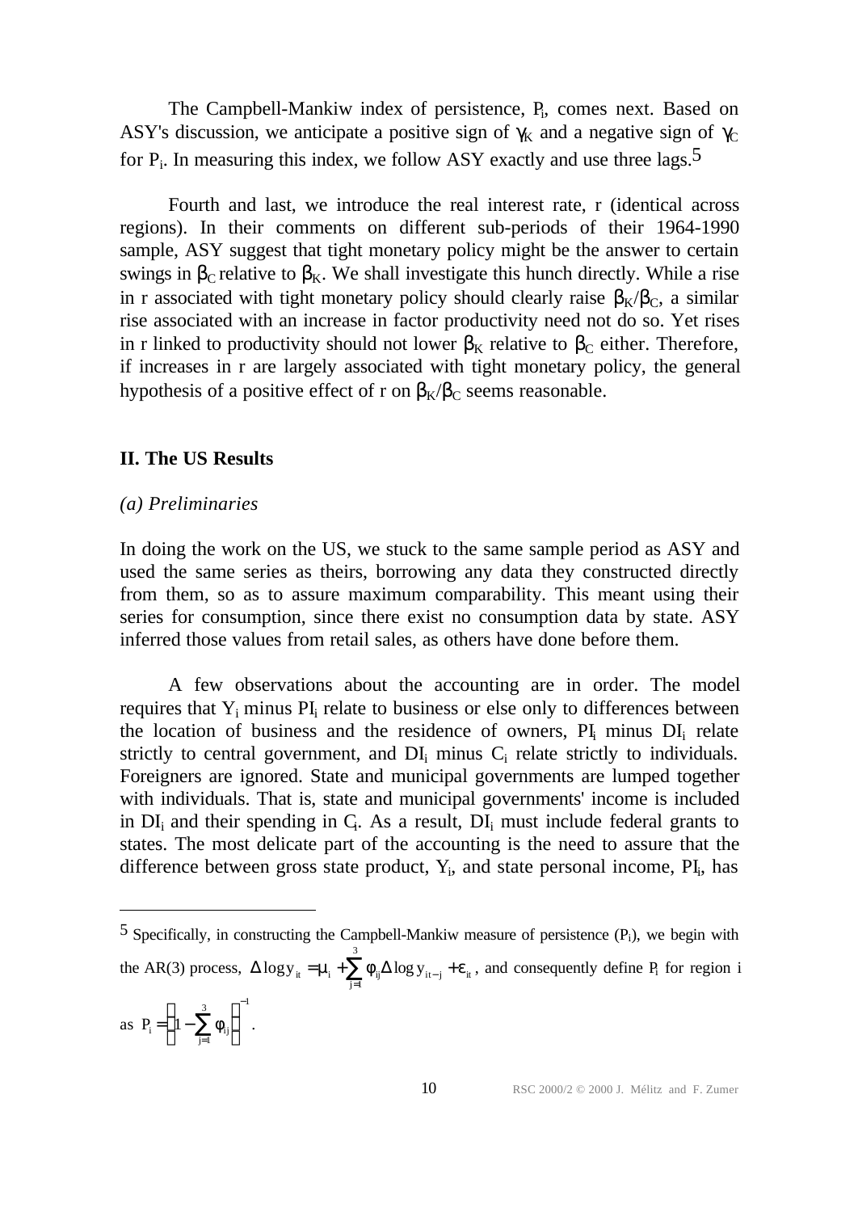The Campbell-Mankiw index of persistence, $P_i$, comes next. Based on ASY's discussion, we anticipate a positive sign of $\gamma_K$ and a negative sign of $\gamma_C$ for $P_i$. In measuring this index, we follow ASY exactly and use three lags.[5]

Fourth and last, we introduce the real interest rate, r (identical across regions). In their comments on different sub-periods of their 1964-1990 sample, ASY suggest that tight monetary policy might be the answer to certain swings in $\beta_C$ relative to $\beta_K$. We shall investigate this hunch directly. While a rise in r associated with tight monetary policy should clearly raise $\beta_K/\beta_C$, a similar rise associated with an increase in factor productivity need not do so. Yet rises in r linked to productivity should not lower $\beta_K$ relative to $\beta_C$ either. Therefore, if increases in r are largely associated with tight monetary policy, the general hypothesis of a positive effect of r on $\beta_K/\beta_C$ seems reasonable.

## II. The US Results

### *(a) Preliminaries*

In doing the work on the US, we stuck to the same sample period as ASY and used the same series as theirs, borrowing any data they constructed directly from them, so as to assure maximum comparability. This meant using their series for consumption, since there exist no consumption data by state. ASY inferred those values from retail sales, as others have done before them.

A few observations about the accounting are in order. The model requires that $Y_i$ minus $PI_i$ relate to business or else only to differences between the location of business and the residence of owners, $PI_i$ minus $DI_i$ relate strictly to central government, and $DI_i$ minus $C_i$ relate strictly to individuals. Foreigners are ignored. State and municipal governments are lumped together with individuals. That is, state and municipal governments' income is included in $DI_i$ and their spending in $C_i$. As a result, $DI_i$ must include federal grants to states. The most delicate part of the accounting is the need to assure that the difference between gross state product, $Y_i$, and state personal income, $PI_i$, has

---

[5] Specifically, in constructing the Campbell-Mankiw measure of persistence ($P_i$), we begin with the AR(3) process, $\Delta \log y_{it} = \mu_i + \sum_{j=1}^{3} \phi_{ij} \Delta \log y_{it-j} + \varepsilon_{it}$, and consequently define $P_i$ for region i as $P_i = \left(1 - \sum_{j=1}^{3} \phi_{ij}\right)^{-1}$.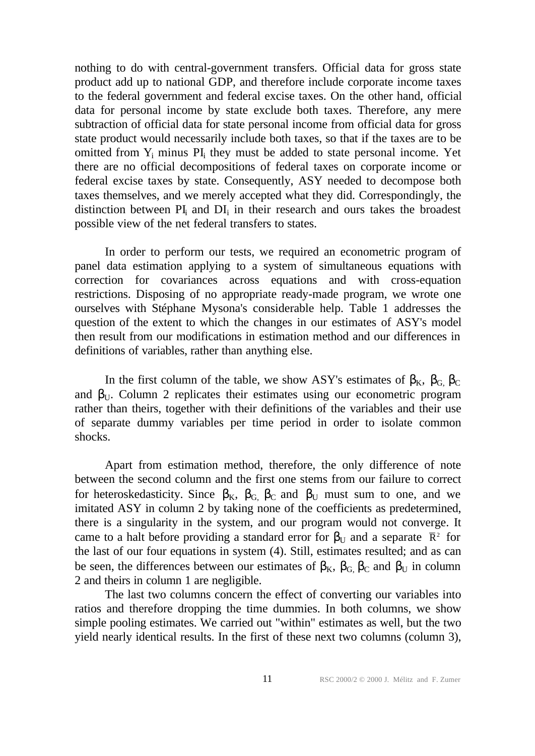nothing to do with central-government transfers. Official data for gross state product add up to national GDP, and therefore include corporate income taxes to the federal government and federal excise taxes. On the other hand, official data for personal income by state exclude both taxes. Therefore, any mere subtraction of official data for state personal income from official data for gross state product would necessarily include both taxes, so that if the taxes are to be omitted from $Y_i$ minus $PI_i$ they must be added to state personal income. Yet there are no official decompositions of federal taxes on corporate income or federal excise taxes by state. Consequently, ASY needed to decompose both taxes themselves, and we merely accepted what they did. Correspondingly, the distinction between $PI_i$ and $DI_i$ in their research and ours takes the broadest possible view of the net federal transfers to states.

In order to perform our tests, we required an econometric program of panel data estimation applying to a system of simultaneous equations with correction for covariances across equations and with cross-equation restrictions. Disposing of no appropriate ready-made program, we wrote one ourselves with Stéphane Mysona's considerable help. Table 1 addresses the question of the extent to which the changes in our estimates of ASY's model then result from our modifications in estimation method and our differences in definitions of variables, rather than anything else.

In the first column of the table, we show ASY's estimates of $\beta_K$, $\beta_G$, $\beta_C$ and $\beta_U$. Column 2 replicates their estimates using our econometric program rather than theirs, together with their definitions of the variables and their use of separate dummy variables per time period in order to isolate common shocks.

Apart from estimation method, therefore, the only difference of note between the second column and the first one stems from our failure to correct for heteroskedasticity. Since $\beta_K$, $\beta_G$, $\beta_C$ and $\beta_U$ must sum to one, and we imitated ASY in column 2 by taking none of the coefficients as predetermined, there is a singularity in the system, and our program would not converge. It came to a halt before providing a standard error for $\beta_U$ and a separate $\bar{R}^2$ for the last of our four equations in system (4). Still, estimates resulted; and as can be seen, the differences between our estimates of $\beta_K$, $\beta_G$, $\beta_C$ and $\beta_U$ in column 2 and theirs in column 1 are negligible.

The last two columns concern the effect of converting our variables into ratios and therefore dropping the time dummies. In both columns, we show simple pooling estimates. We carried out "within" estimates as well, but the two yield nearly identical results. In the first of these next two columns (column 3),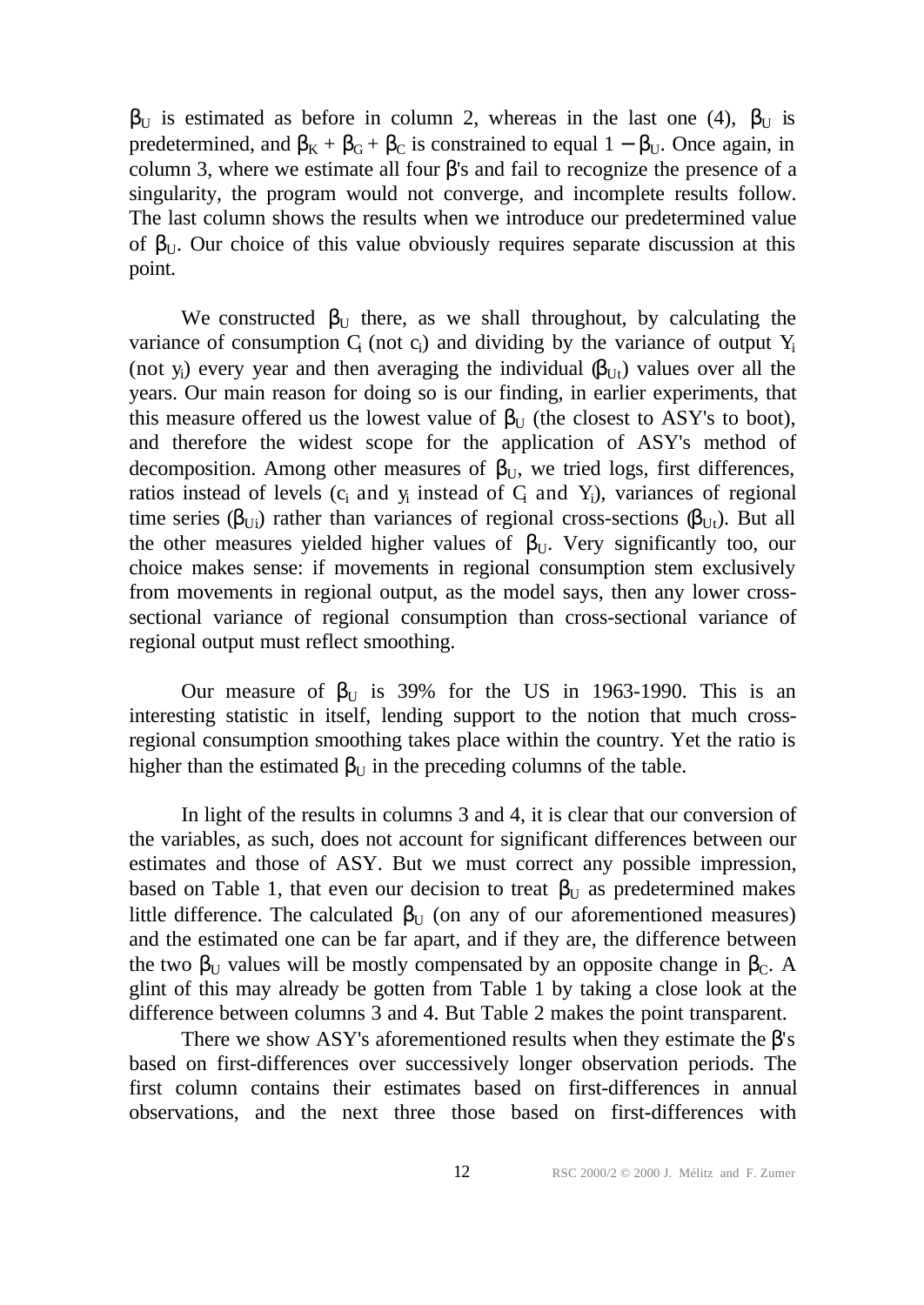$\beta_U$ is estimated as before in column 2, whereas in the last one (4), $\beta_U$ is predetermined, and $\beta_K + \beta_G + \beta_C$ is constrained to equal $1 - \beta_U$. Once again, in column 3, where we estimate all four $\beta$'s and fail to recognize the presence of a singularity, the program would not converge, and incomplete results follow. The last column shows the results when we introduce our predetermined value of $\beta_U$. Our choice of this value obviously requires separate discussion at this point.

We constructed $\beta_U$ there, as we shall throughout, by calculating the variance of consumption $C_i$ (not $c_i$) and dividing by the variance of output $Y_i$ (not $y_i$) every year and then averaging the individual ($\beta_{Ut}$) values over all the years. Our main reason for doing so is our finding, in earlier experiments, that this measure offered us the lowest value of $\beta_U$ (the closest to ASY's to boot), and therefore the widest scope for the application of ASY's method of decomposition. Among other measures of $\beta_U$, we tried logs, first differences, ratios instead of levels ($c_i$ and $y_i$ instead of $C_i$ and $Y_i$), variances of regional time series ($\beta_{Ui}$) rather than variances of regional cross-sections ($\beta_{Ut}$). But all the other measures yielded higher values of $\beta_U$. Very significantly too, our choice makes sense: if movements in regional consumption stem exclusively from movements in regional output, as the model says, then any lower cross-sectional variance of regional consumption than cross-sectional variance of regional output must reflect smoothing.

Our measure of $\beta_U$ is 39% for the US in 1963-1990. This is an interesting statistic in itself, lending support to the notion that much cross-regional consumption smoothing takes place within the country. Yet the ratio is higher than the estimated $\beta_U$ in the preceding columns of the table.

In light of the results in columns 3 and 4, it is clear that our conversion of the variables, as such, does not account for significant differences between our estimates and those of ASY. But we must correct any possible impression, based on Table 1, that even our decision to treat $\beta_U$ as predetermined makes little difference. The calculated $\beta_U$ (on any of our aforementioned measures) and the estimated one can be far apart, and if they are, the difference between the two $\beta_U$ values will be mostly compensated by an opposite change in $\beta_C$. A glint of this may already be gotten from Table 1 by taking a close look at the difference between columns 3 and 4. But Table 2 makes the point transparent.

There we show ASY's aforementioned results when they estimate the $\beta$'s based on first-differences over successively longer observation periods. The first column contains their estimates based on first-differences in annual observations, and the next three those based on first-differences with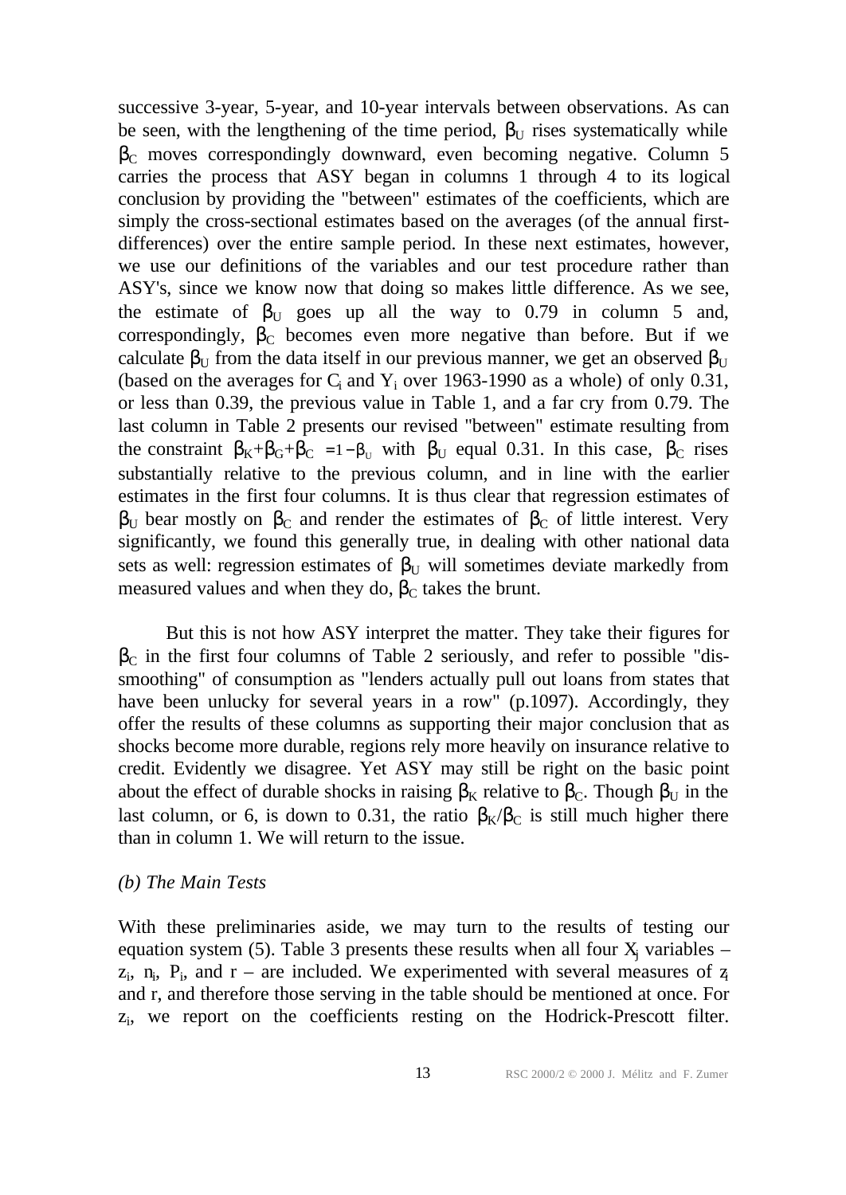successive 3-year, 5-year, and 10-year intervals between observations. As can be seen, with the lengthening of the time period, $\beta_U$ rises systematically while $\beta_C$ moves correspondingly downward, even becoming negative. Column 5 carries the process that ASY began in columns 1 through 4 to its logical conclusion by providing the "between" estimates of the coefficients, which are simply the cross-sectional estimates based on the averages (of the annual first-differences) over the entire sample period. In these next estimates, however, we use our definitions of the variables and our test procedure rather than ASY's, since we know now that doing so makes little difference. As we see, the estimate of $\beta_U$ goes up all the way to 0.79 in column 5 and, correspondingly, $\beta_C$ becomes even more negative than before. But if we calculate $\beta_U$ from the data itself in our previous manner, we get an observed $\beta_U$ (based on the averages for $C_i$ and $Y_i$ over 1963-1990 as a whole) of only 0.31, or less than 0.39, the previous value in Table 1, and a far cry from 0.79. The last column in Table 2 presents our revised "between" estimate resulting from the constraint $\beta_K+\beta_G+\beta_C = 1-\beta_U$ with $\beta_U$ equal 0.31. In this case, $\beta_C$ rises substantially relative to the previous column, and in line with the earlier estimates in the first four columns. It is thus clear that regression estimates of $\beta_U$ bear mostly on $\beta_C$ and render the estimates of $\beta_C$ of little interest. Very significantly, we found this generally true, in dealing with other national data sets as well: regression estimates of $\beta_U$ will sometimes deviate markedly from measured values and when they do, $\beta_C$ takes the brunt.

But this is not how ASY interpret the matter. They take their figures for $\beta_C$ in the first four columns of Table 2 seriously, and refer to possible "dis-smoothing" of consumption as "lenders actually pull out loans from states that have been unlucky for several years in a row" (p.1097). Accordingly, they offer the results of these columns as supporting their major conclusion that as shocks become more durable, regions rely more heavily on insurance relative to credit. Evidently we disagree. Yet ASY may still be right on the basic point about the effect of durable shocks in raising $\beta_K$ relative to $\beta_C$. Though $\beta_U$ in the last column, or 6, is down to 0.31, the ratio $\beta_K/\beta_C$ is still much higher there than in column 1. We will return to the issue.

*(b) The Main Tests*

With these preliminaries aside, we may turn to the results of testing our equation system (5). Table 3 presents these results when all four $X_j$ variables – $z_i$, $n_i$, $P_i$, and r – are included. We experimented with several measures of $z_i$ and r, and therefore those serving in the table should be mentioned at once. For $z_i$, we report on the coefficients resting on the Hodrick-Prescott filter.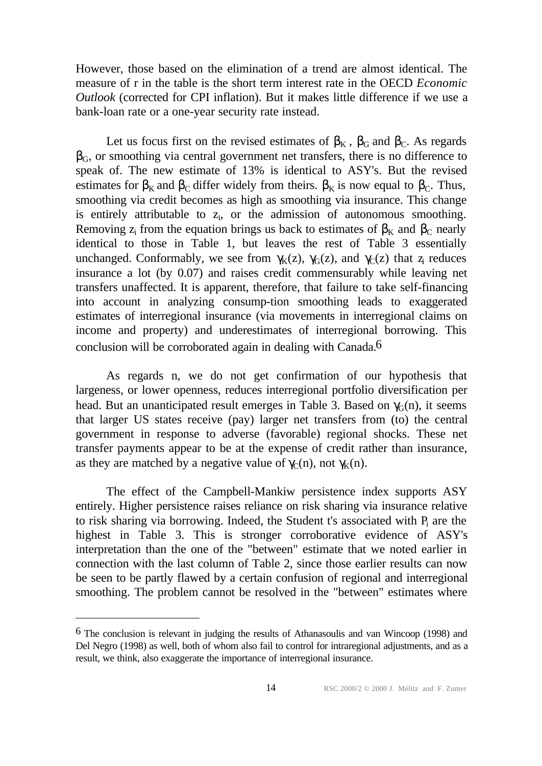However, those based on the elimination of a trend are almost identical. The measure of r in the table is the short term interest rate in the OECD *Economic Outlook* (corrected for CPI inflation). But it makes little difference if we use a bank-loan rate or a one-year security rate instead.

Let us focus first on the revised estimates of $\beta_K$ , $\beta_G$ and $\beta_C$. As regards $\beta_G$, or smoothing via central government net transfers, there is no difference to speak of. The new estimate of 13% is identical to ASY's. But the revised estimates for $\beta_K$ and $\beta_C$ differ widely from theirs. $\beta_K$ is now equal to $\beta_C$. Thus, smoothing via credit becomes as high as smoothing via insurance. This change is entirely attributable to $z_i$, or the admission of autonomous smoothing. Removing $z_i$ from the equation brings us back to estimates of $\beta_K$ and $\beta_C$ nearly identical to those in Table 1, but leaves the rest of Table 3 essentially unchanged. Conformably, we see from $\gamma_K(z)$, $\gamma_G(z)$, and $\gamma_C(z)$ that $z_i$ reduces insurance a lot (by 0.07) and raises credit commensurably while leaving net transfers unaffected. It is apparent, therefore, that failure to take self-financing into account in analyzing consump-tion smoothing leads to exaggerated estimates of interregional insurance (via movements in interregional claims on income and property) and underestimates of interregional borrowing. This conclusion will be corroborated again in dealing with Canada.[6]

As regards n, we do not get confirmation of our hypothesis that largeness, or lower openness, reduces interregional portfolio diversification per head. But an unanticipated result emerges in Table 3. Based on $\gamma_G(n)$, it seems that larger US states receive (pay) larger net transfers from (to) the central government in response to adverse (favorable) regional shocks. These net transfer payments appear to be at the expense of credit rather than insurance, as they are matched by a negative value of $\gamma_C(n)$, not $\gamma_K(n)$.

The effect of the Campbell-Mankiw persistence index supports ASY entirely. Higher persistence raises reliance on risk sharing via insurance relative to risk sharing via borrowing. Indeed, the Student t's associated with $P_i$ are the highest in Table 3. This is stronger corroborative evidence of ASY's interpretation than the one of the "between" estimate that we noted earlier in connection with the last column of Table 2, since those earlier results can now be seen to be partly flawed by a certain confusion of regional and interregional smoothing. The problem cannot be resolved in the "between" estimates where

---

[6] The conclusion is relevant in judging the results of Athanasoulis and van Wincoop (1998) and Del Negro (1998) as well, both of whom also fail to control for intraregional adjustments, and as a result, we think, also exaggerate the importance of interregional insurance.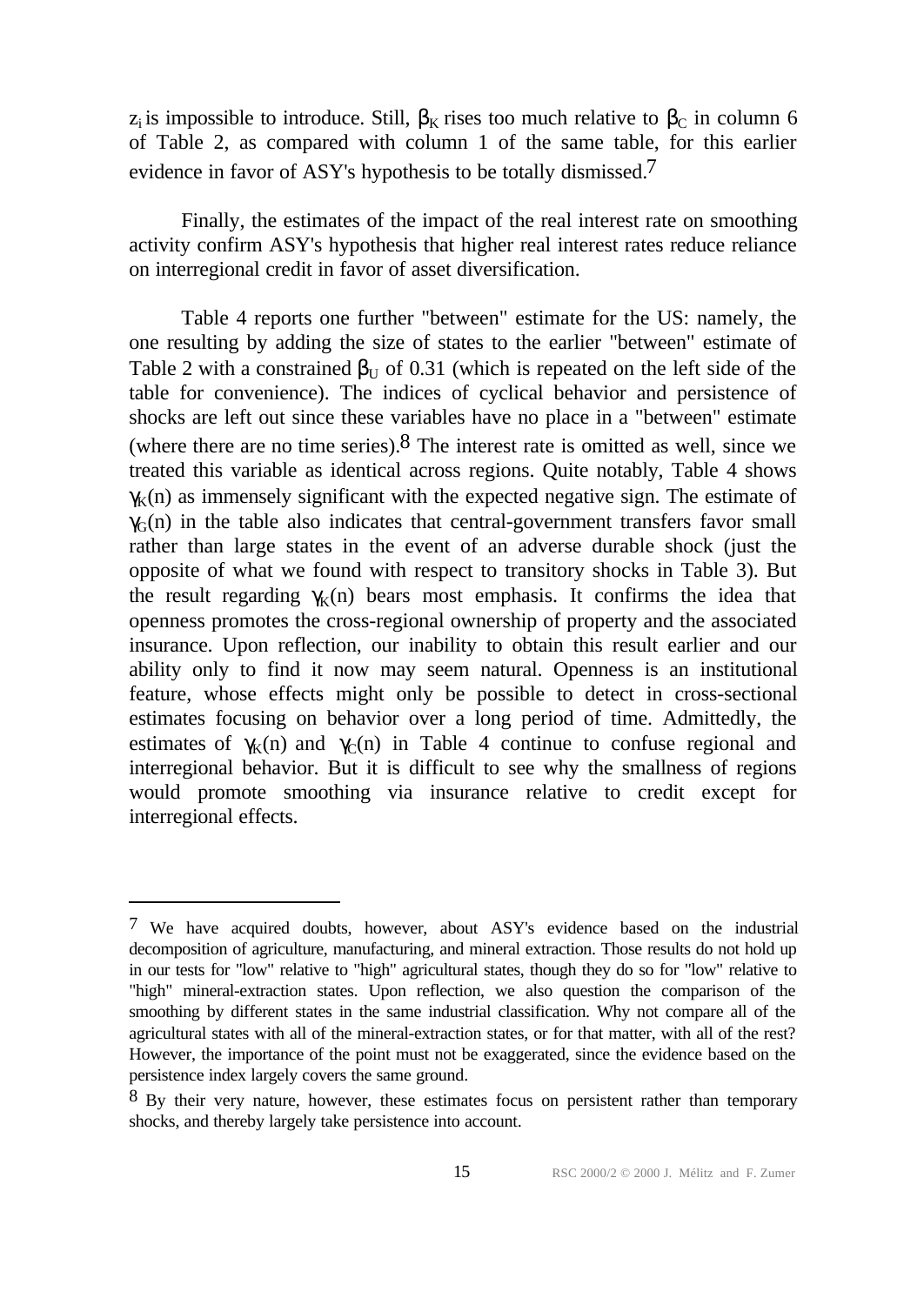$z_i$ is impossible to introduce. Still, $\beta_K$ rises too much relative to $\beta_C$ in column 6 of Table 2, as compared with column 1 of the same table, for this earlier evidence in favor of ASY's hypothesis to be totally dismissed.[7]

Finally, the estimates of the impact of the real interest rate on smoothing activity confirm ASY's hypothesis that higher real interest rates reduce reliance on interregional credit in favor of asset diversification.

Table 4 reports one further "between" estimate for the US: namely, the one resulting by adding the size of states to the earlier "between" estimate of Table 2 with a constrained $\beta_U$ of 0.31 (which is repeated on the left side of the table for convenience). The indices of cyclical behavior and persistence of shocks are left out since these variables have no place in a "between" estimate (where there are no time series).[8] The interest rate is omitted as well, since we treated this variable as identical across regions. Quite notably, Table 4 shows $\gamma_K(n)$ as immensely significant with the expected negative sign. The estimate of $\gamma_G(n)$ in the table also indicates that central-government transfers favor small rather than large states in the event of an adverse durable shock (just the opposite of what we found with respect to transitory shocks in Table 3). But the result regarding $\gamma_K(n)$ bears most emphasis. It confirms the idea that openness promotes the cross-regional ownership of property and the associated insurance. Upon reflection, our inability to obtain this result earlier and our ability only to find it now may seem natural. Openness is an institutional feature, whose effects might only be possible to detect in cross-sectional estimates focusing on behavior over a long period of time. Admittedly, the estimates of $\gamma_K(n)$ and $\gamma_C(n)$ in Table 4 continue to confuse regional and interregional behavior. But it is difficult to see why the smallness of regions would promote smoothing via insurance relative to credit except for interregional effects.

---

[7] We have acquired doubts, however, about ASY's evidence based on the industrial decomposition of agriculture, manufacturing, and mineral extraction. Those results do not hold up in our tests for "low" relative to "high" agricultural states, though they do so for "low" relative to "high" mineral-extraction states. Upon reflection, we also question the comparison of the smoothing by different states in the same industrial classification. Why not compare all of the agricultural states with all of the mineral-extraction states, or for that matter, with all of the rest? However, the importance of the point must not be exaggerated, since the evidence based on the persistence index largely covers the same ground.

[8] By their very nature, however, these estimates focus on persistent rather than temporary shocks, and thereby largely take persistence into account.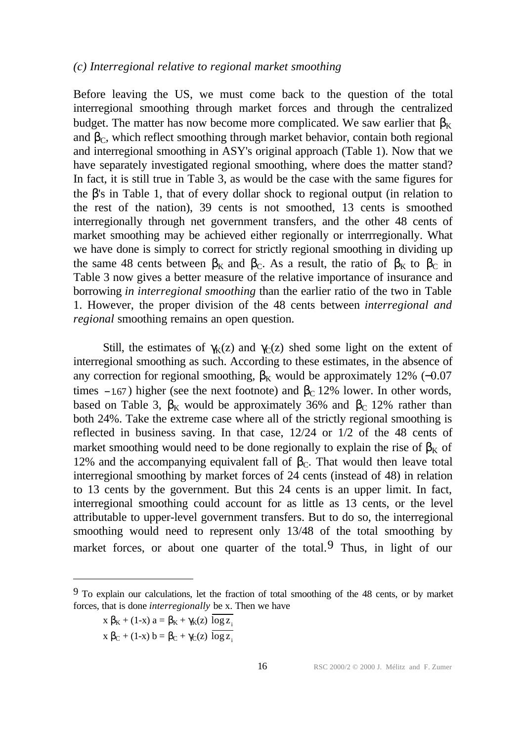*(c) Interregional relative to regional market smoothing*

Before leaving the US, we must come back to the question of the total interregional smoothing through market forces and through the centralized budget. The matter has now become more complicated. We saw earlier that $\beta_K$ and $\beta_C$, which reflect smoothing through market behavior, contain both regional and interregional smoothing in ASY's original approach (Table 1). Now that we have separately investigated regional smoothing, where does the matter stand? In fact, it is still true in Table 3, as would be the case with the same figures for the $\beta$'s in Table 1, that of every dollar shock to regional output (in relation to the rest of the nation), 39 cents is not smoothed, 13 cents is smoothed interregionally through net government transfers, and the other 48 cents of market smoothing may be achieved either regionally or interrregionally. What we have done is simply to correct for strictly regional smoothing in dividing up the same 48 cents between $\beta_K$ and $\beta_C$. As a result, the ratio of $\beta_K$ to $\beta_C$ in Table 3 now gives a better measure of the relative importance of insurance and borrowing *in interregional smoothing* than the earlier ratio of the two in Table 1. However, the proper division of the 48 cents between *interregional and regional* smoothing remains an open question.

Still, the estimates of $\gamma_K(z)$ and $\gamma_C(z)$ shed some light on the extent of interregional smoothing as such. According to these estimates, in the absence of any correction for regional smoothing, $\beta_K$ would be approximately 12% ($-0.07$ times $-1.67$) higher (see the next footnote) and $\beta_C$ 12% lower. In other words, based on Table 3, $\beta_K$ would be approximately 36% and $\beta_C$ 12% rather than both 24%. Take the extreme case where all of the strictly regional smoothing is reflected in business saving. In that case, 12/24 or 1/2 of the 48 cents of market smoothing would need to be done regionally to explain the rise of $\beta_K$ of 12% and the accompanying equivalent fall of $\beta_C$. That would then leave total interregional smoothing by market forces of 24 cents (instead of 48) in relation to 13 cents by the government. But this 24 cents is an upper limit. In fact, interregional smoothing could account for as little as 13 cents, or the level attributable to upper-level government transfers. But to do so, the interregional smoothing would need to represent only 13/48 of the total smoothing by market forces, or about one quarter of the total.[9] Thus, in light of our

---

[9] To explain our calculations, let the fraction of total smoothing of the 48 cents, or by market forces, that is done *interregionally* be x. Then we have

$$x\,\beta_K + (1\text{-}x)\,a = \beta_K + \gamma_K(z)\,\overline{\log z_i}$$

$$x\,\beta_C + (1\text{-}x)\,b = \beta_C + \gamma_C(z)\,\overline{\log z_i}$$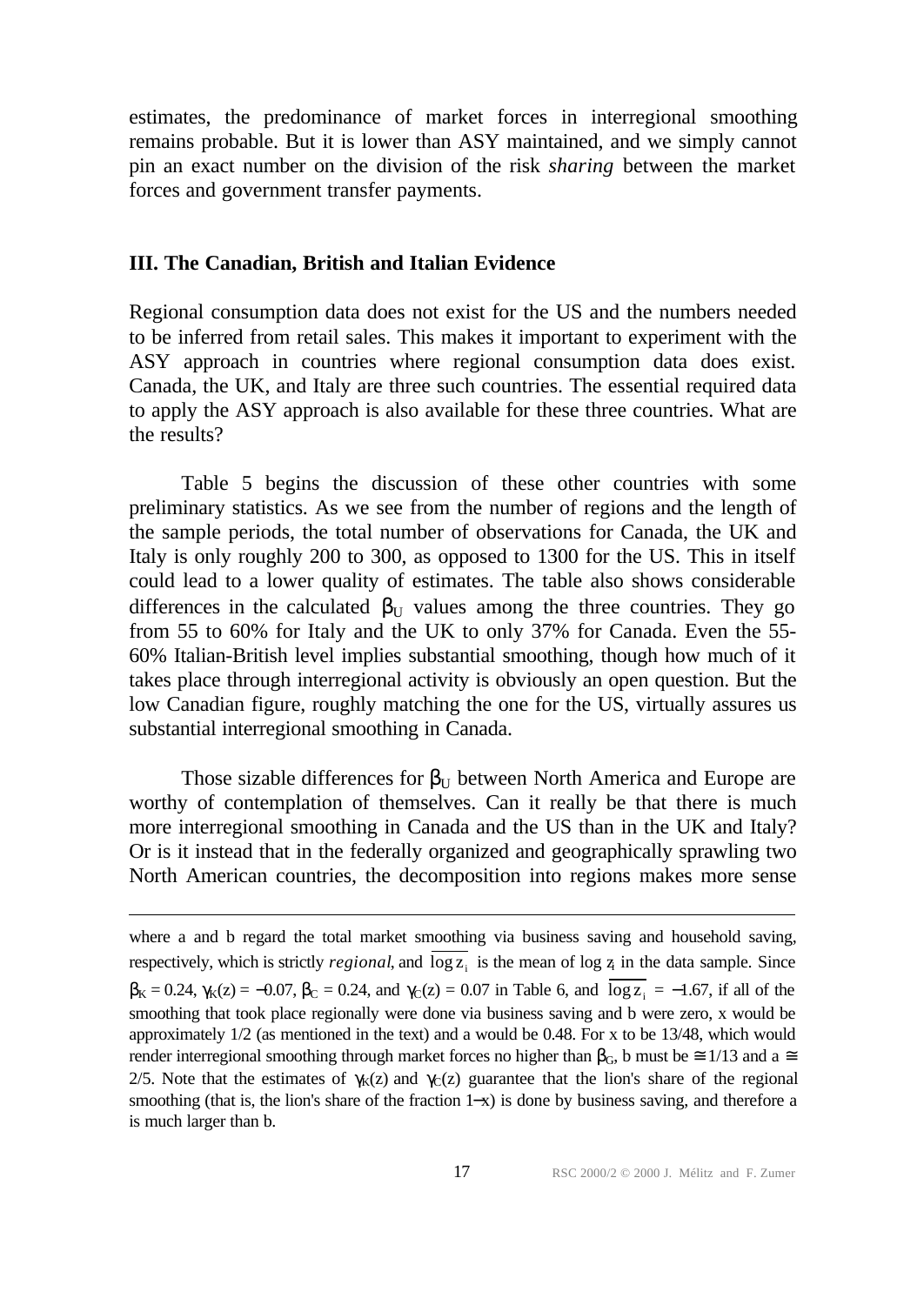estimates, the predominance of market forces in interregional smoothing remains probable. But it is lower than ASY maintained, and we simply cannot pin an exact number on the division of the risk *sharing* between the market forces and government transfer payments.

## III. The Canadian, British and Italian Evidence

Regional consumption data does not exist for the US and the numbers needed to be inferred from retail sales. This makes it important to experiment with the ASY approach in countries where regional consumption data does exist. Canada, the UK, and Italy are three such countries. The essential required data to apply the ASY approach is also available for these three countries. What are the results?

Table 5 begins the discussion of these other countries with some preliminary statistics. As we see from the number of regions and the length of the sample periods, the total number of observations for Canada, the UK and Italy is only roughly 200 to 300, as opposed to 1300 for the US. This in itself could lead to a lower quality of estimates. The table also shows considerable differences in the calculated $\beta_U$ values among the three countries. They go from 55 to 60% for Italy and the UK to only 37% for Canada. Even the 55-60% Italian-British level implies substantial smoothing, though how much of it takes place through interregional activity is obviously an open question. But the low Canadian figure, roughly matching the one for the US, virtually assures us substantial interregional smoothing in Canada.

Those sizable differences for $\beta_U$ between North America and Europe are worthy of contemplation of themselves. Can it really be that there is much more interregional smoothing in Canada and the US than in the UK and Italy? Or is it instead that in the federally organized and geographically sprawling two North American countries, the decomposition into regions makes more sense

---

where a and b regard the total market smoothing via business saving and household saving, respectively, which is strictly *regional*, and $\overline{\log z_i}$ is the mean of log $z_i$ in the data sample. Since $\beta_K = 0.24$, $\gamma_K(z) = -0.07$, $\beta_C = 0.24$, and $\gamma_C(z) = 0.07$ in Table 6, and $\overline{\log z_i} = -1.67$, if all of the smoothing that took place regionally were done via business saving and b were zero, x would be approximately 1/2 (as mentioned in the text) and a would be 0.48. For x to be 13/48, which would render interregional smoothing through market forces no higher than $\beta_G$, b must be $\cong 1/13$ and a $\cong$ 2/5. Note that the estimates of $\gamma_K(z)$ and $\gamma_C(z)$ guarantee that the lion's share of the regional smoothing (that is, the lion's share of the fraction $1-x$) is done by business saving, and therefore a is much larger than b.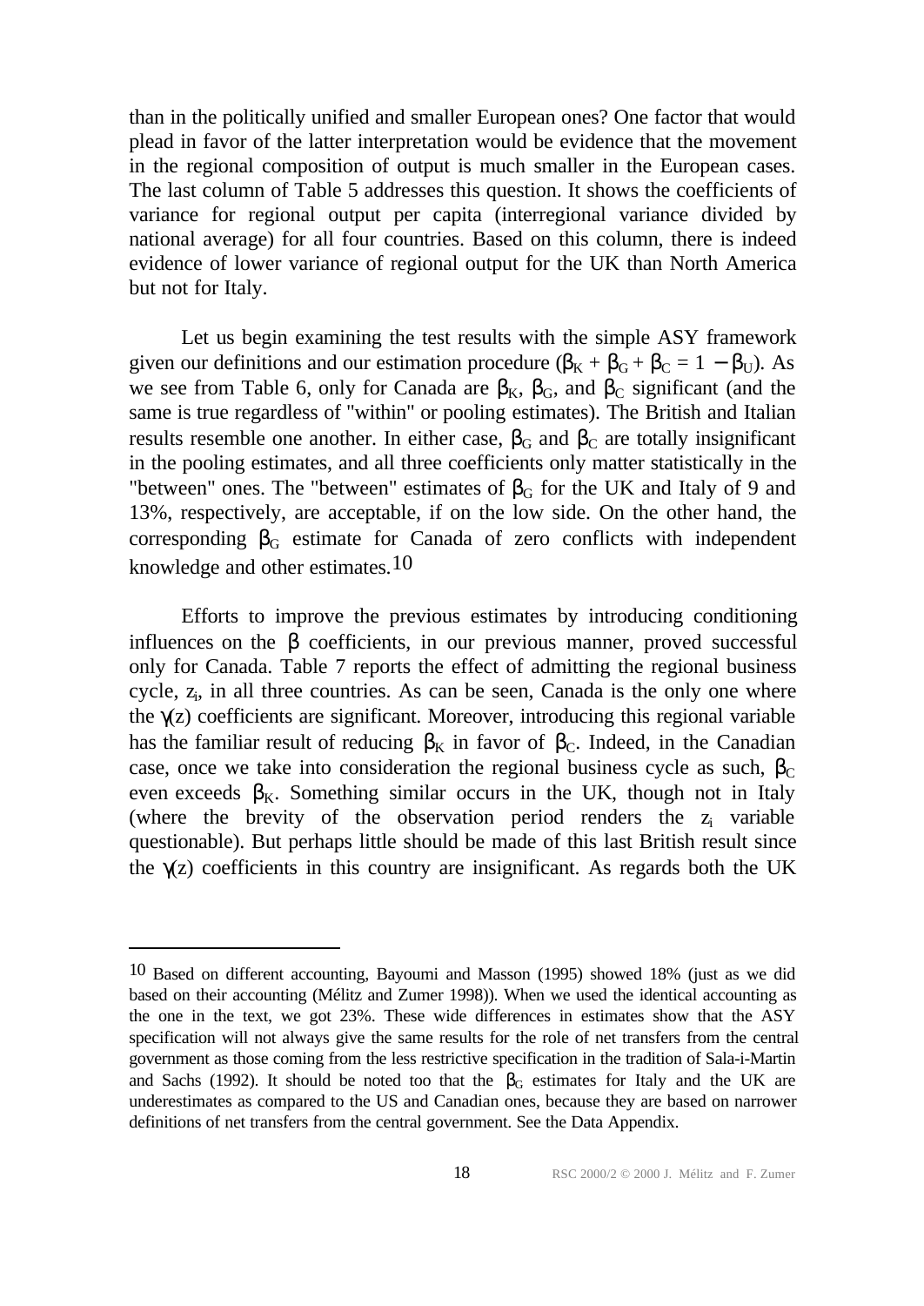than in the politically unified and smaller European ones? One factor that would plead in favor of the latter interpretation would be evidence that the movement in the regional composition of output is much smaller in the European cases. The last column of Table 5 addresses this question. It shows the coefficients of variance for regional output per capita (interregional variance divided by national average) for all four countries. Based on this column, there is indeed evidence of lower variance of regional output for the UK than North America but not for Italy.

Let us begin examining the test results with the simple ASY framework given our definitions and our estimation procedure ($\beta_K + \beta_G + \beta_C = 1 - \beta_U$). As we see from Table 6, only for Canada are $\beta_K$, $\beta_G$, and $\beta_C$ significant (and the same is true regardless of "within" or pooling estimates). The British and Italian results resemble one another. In either case, $\beta_G$ and $\beta_C$ are totally insignificant in the pooling estimates, and all three coefficients only matter statistically in the "between" ones. The "between" estimates of $\beta_G$ for the UK and Italy of 9 and 13%, respectively, are acceptable, if on the low side. On the other hand, the corresponding $\beta_G$ estimate for Canada of zero conflicts with independent knowledge and other estimates.[10]

Efforts to improve the previous estimates by introducing conditioning influences on the $\beta$ coefficients, in our previous manner, proved successful only for Canada. Table 7 reports the effect of admitting the regional business cycle, $z_i$, in all three countries. As can be seen, Canada is the only one where the $\gamma(z)$ coefficients are significant. Moreover, introducing this regional variable has the familiar result of reducing $\beta_K$ in favor of $\beta_C$. Indeed, in the Canadian case, once we take into consideration the regional business cycle as such, $\beta_C$ even exceeds $\beta_K$. Something similar occurs in the UK, though not in Italy (where the brevity of the observation period renders the $z_i$ variable questionable). But perhaps little should be made of this last British result since the $\gamma(z)$ coefficients in this country are insignificant. As regards both the UK

---

[10] Based on different accounting, Bayoumi and Masson (1995) showed 18% (just as we did based on their accounting (Mélitz and Zumer 1998)). When we used the identical accounting as the one in the text, we got 23%. These wide differences in estimates show that the ASY specification will not always give the same results for the role of net transfers from the central government as those coming from the less restrictive specification in the tradition of Sala-i-Martin and Sachs (1992). It should be noted too that the $\beta_G$ estimates for Italy and the UK are underestimates as compared to the US and Canadian ones, because they are based on narrower definitions of net transfers from the central government. See the Data Appendix.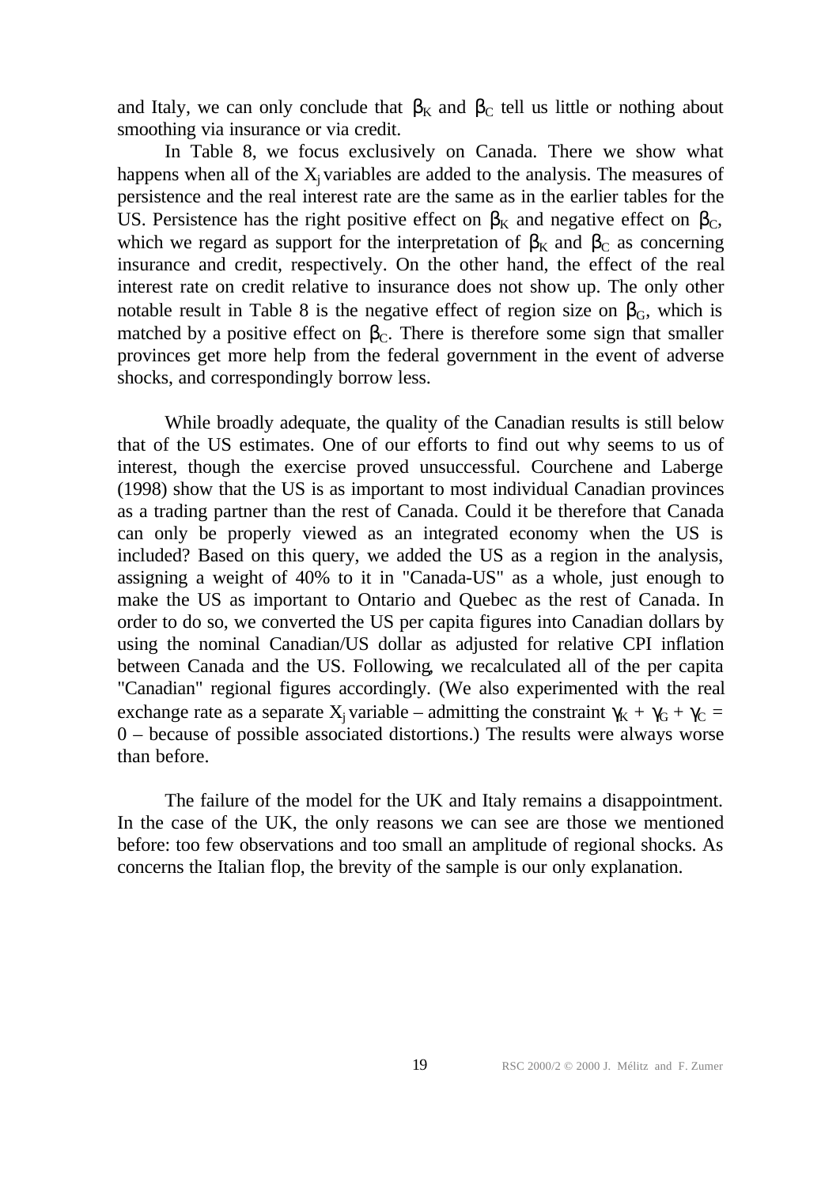and Italy, we can only conclude that $\beta_K$ and $\beta_C$ tell us little or nothing about smoothing via insurance or via credit.

In Table 8, we focus exclusively on Canada. There we show what happens when all of the $X_j$ variables are added to the analysis. The measures of persistence and the real interest rate are the same as in the earlier tables for the US. Persistence has the right positive effect on $\beta_K$ and negative effect on $\beta_C$, which we regard as support for the interpretation of $\beta_K$ and $\beta_C$ as concerning insurance and credit, respectively. On the other hand, the effect of the real interest rate on credit relative to insurance does not show up. The only other notable result in Table 8 is the negative effect of region size on $\beta_G$, which is matched by a positive effect on $\beta_C$. There is therefore some sign that smaller provinces get more help from the federal government in the event of adverse shocks, and correspondingly borrow less.

While broadly adequate, the quality of the Canadian results is still below that of the US estimates. One of our efforts to find out why seems to us of interest, though the exercise proved unsuccessful. Courchene and Laberge (1998) show that the US is as important to most individual Canadian provinces as a trading partner than the rest of Canada. Could it be therefore that Canada can only be properly viewed as an integrated economy when the US is included? Based on this query, we added the US as a region in the analysis, assigning a weight of 40% to it in "Canada-US" as a whole, just enough to make the US as important to Ontario and Quebec as the rest of Canada. In order to do so, we converted the US per capita figures into Canadian dollars by using the nominal Canadian/US dollar as adjusted for relative CPI inflation between Canada and the US. Following, we recalculated all of the per capita "Canadian" regional figures accordingly. (We also experimented with the real exchange rate as a separate $X_j$ variable – admitting the constraint $\gamma_K + \gamma_G + \gamma_C = 0$ – because of possible associated distortions.) The results were always worse than before.

The failure of the model for the UK and Italy remains a disappointment. In the case of the UK, the only reasons we can see are those we mentioned before: too few observations and too small an amplitude of regional shocks. As concerns the Italian flop, the brevity of the sample is our only explanation.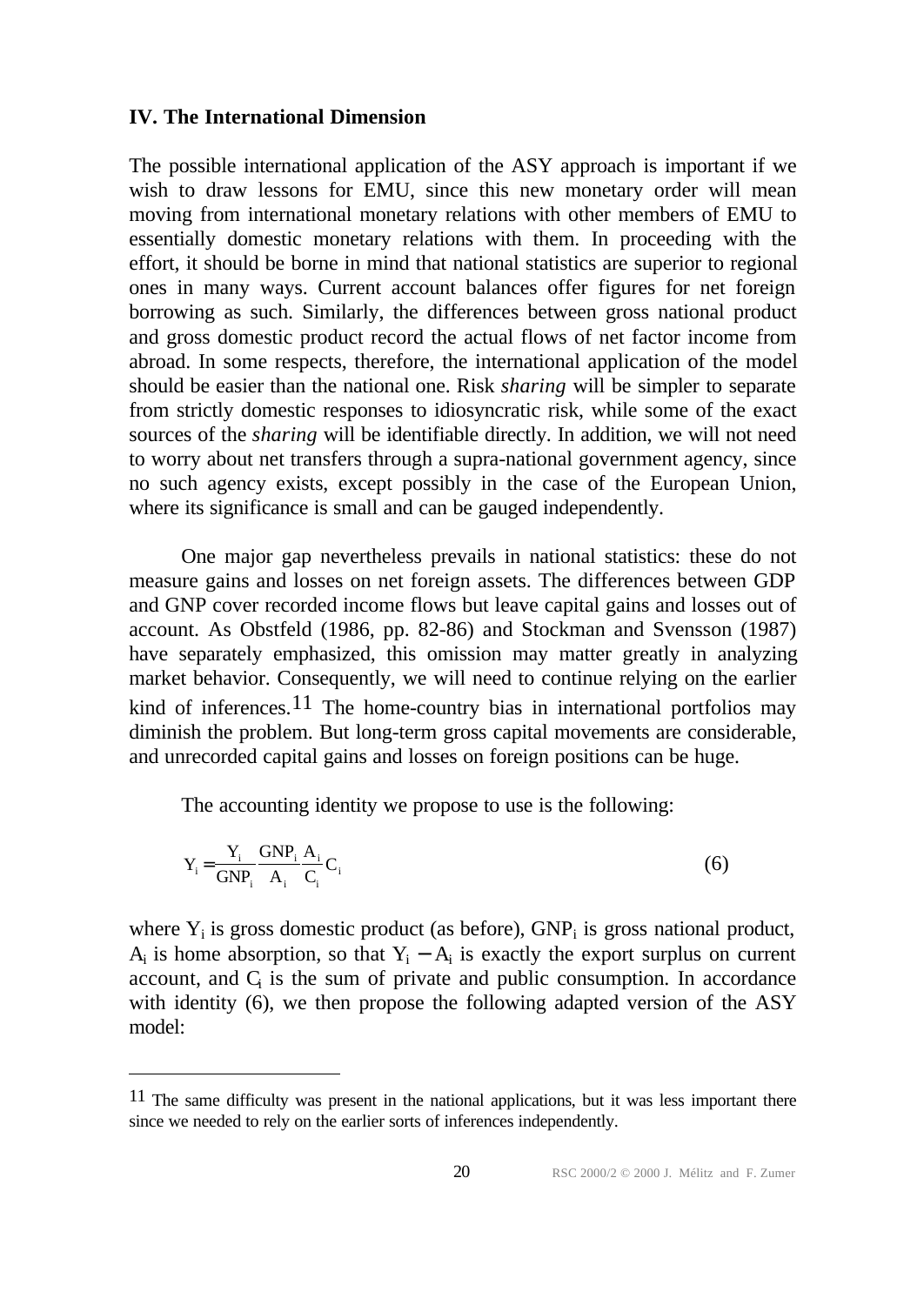## IV. The International Dimension

The possible international application of the ASY approach is important if we wish to draw lessons for EMU, since this new monetary order will mean moving from international monetary relations with other members of EMU to essentially domestic monetary relations with them. In proceeding with the effort, it should be borne in mind that national statistics are superior to regional ones in many ways. Current account balances offer figures for net foreign borrowing as such. Similarly, the differences between gross national product and gross domestic product record the actual flows of net factor income from abroad. In some respects, therefore, the international application of the model should be easier than the national one. Risk *sharing* will be simpler to separate from strictly domestic responses to idiosyncratic risk, while some of the exact sources of the *sharing* will be identifiable directly. In addition, we will not need to worry about net transfers through a supra-national government agency, since no such agency exists, except possibly in the case of the European Union, where its significance is small and can be gauged independently.

One major gap nevertheless prevails in national statistics: these do not measure gains and losses on net foreign assets. The differences between GDP and GNP cover recorded income flows but leave capital gains and losses out of account. As Obstfeld (1986, pp. 82-86) and Stockman and Svensson (1987) have separately emphasized, this omission may matter greatly in analyzing market behavior. Consequently, we will need to continue relying on the earlier kind of inferences.[11] The home-country bias in international portfolios may diminish the problem. But long-term gross capital movements are considerable, and unrecorded capital gains and losses on foreign positions can be huge.

The accounting identity we propose to use is the following:

$$Y_i = \frac{Y_i}{GNP_i}\frac{GNP_i}{A_i}\frac{A_i}{C_i}C_i \tag{6}$$

where $Y_i$ is gross domestic product (as before), $GNP_i$ is gross national product, $A_i$ is home absorption, so that $Y_i - A_i$ is exactly the export surplus on current account, and $C_i$ is the sum of private and public consumption. In accordance with identity (6), we then propose the following adapted version of the ASY model:

---

[11] The same difficulty was present in the national applications, but it was less important there since we needed to rely on the earlier sorts of inferences independently.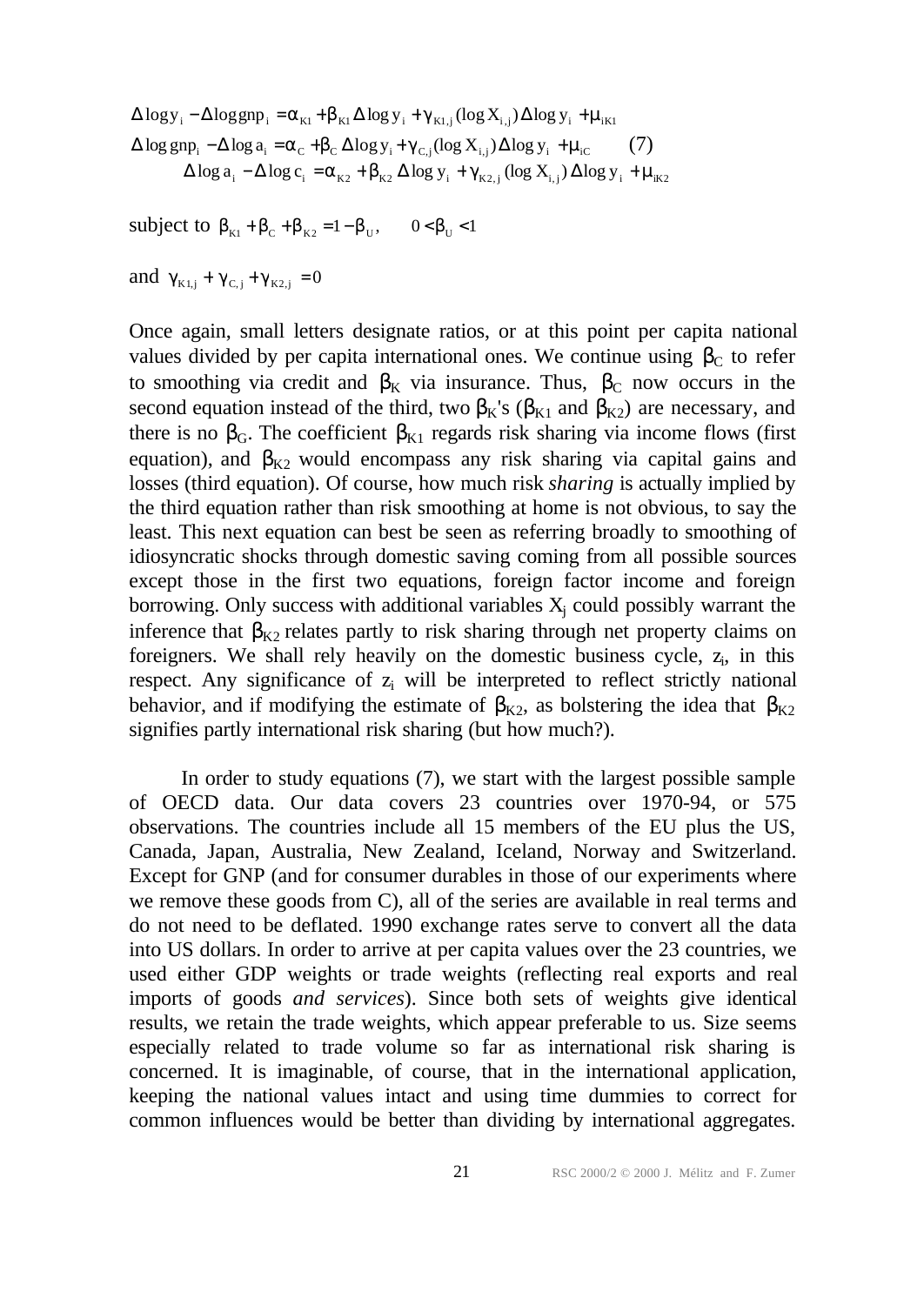$$\Delta \log y_i - \Delta \log gnp_i = \alpha_{K1} + \beta_{K1} \Delta \log y_i + \gamma_{K1,j} (\log X_{i,j}) \Delta \log y_i + \mu_{iK1}$$

$$\Delta \log gnp_i - \Delta \log a_i = \alpha_C + \beta_C \Delta \log y_i + \gamma_{C,j} (\log X_{i,j}) \Delta \log y_i + \mu_{iC} \qquad (7)$$

$$\Delta \log a_i - \Delta \log c_i = \alpha_{K2} + \beta_{K2} \Delta \log y_i + \gamma_{K2,j} (\log X_{i,j}) \Delta \log y_i + \mu_{iK2}$$

subject to $\beta_{K1} + \beta_C + \beta_{K2} = 1 - \beta_U, \quad 0 < \beta_U < 1$

and $\gamma_{K1,j} + \gamma_{C,j} + \gamma_{K2,j} = 0$

Once again, small letters designate ratios, or at this point per capita national values divided by per capita international ones. We continue using $\beta_C$ to refer to smoothing via credit and $\beta_K$ via insurance. Thus, $\beta_C$ now occurs in the second equation instead of the third, two $\beta_K$'s ($\beta_{K1}$ and $\beta_{K2}$) are necessary, and there is no $\beta_G$. The coefficient $\beta_{K1}$ regards risk sharing via income flows (first equation), and $\beta_{K2}$ would encompass any risk sharing via capital gains and losses (third equation). Of course, how much risk *sharing* is actually implied by the third equation rather than risk smoothing at home is not obvious, to say the least. This next equation can best be seen as referring broadly to smoothing of idiosyncratic shocks through domestic saving coming from all possible sources except those in the first two equations, foreign factor income and foreign borrowing. Only success with additional variables $X_j$ could possibly warrant the inference that $\beta_{K2}$ relates partly to risk sharing through net property claims on foreigners. We shall rely heavily on the domestic business cycle, $z_i$, in this respect. Any significance of $z_i$ will be interpreted to reflect strictly national behavior, and if modifying the estimate of $\beta_{K2}$, as bolstering the idea that $\beta_{K2}$ signifies partly international risk sharing (but how much?).

In order to study equations (7), we start with the largest possible sample of OECD data. Our data covers 23 countries over 1970-94, or 575 observations. The countries include all 15 members of the EU plus the US, Canada, Japan, Australia, New Zealand, Iceland, Norway and Switzerland. Except for GNP (and for consumer durables in those of our experiments where we remove these goods from C), all of the series are available in real terms and do not need to be deflated. 1990 exchange rates serve to convert all the data into US dollars. In order to arrive at per capita values over the 23 countries, we used either GDP weights or trade weights (reflecting real exports and real imports of goods *and services*). Since both sets of weights give identical results, we retain the trade weights, which appear preferable to us. Size seems especially related to trade volume so far as international risk sharing is concerned. It is imaginable, of course, that in the international application, keeping the national values intact and using time dummies to correct for common influences would be better than dividing by international aggregates.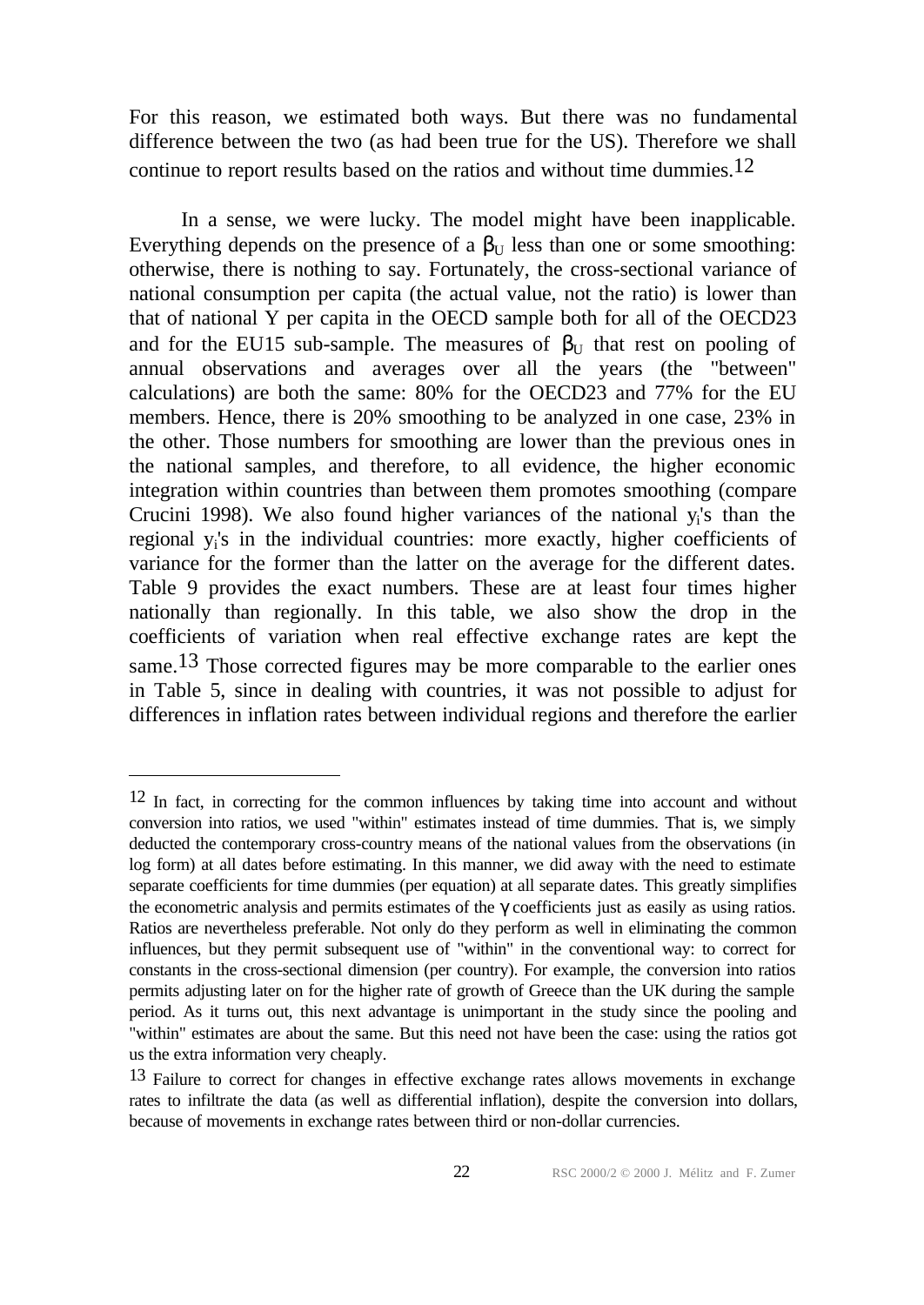For this reason, we estimated both ways. But there was no fundamental difference between the two (as had been true for the US). Therefore we shall continue to report results based on the ratios and without time dummies.[12]

In a sense, we were lucky. The model might have been inapplicable. Everything depends on the presence of a $\beta_U$ less than one or some smoothing: otherwise, there is nothing to say. Fortunately, the cross-sectional variance of national consumption per capita (the actual value, not the ratio) is lower than that of national Y per capita in the OECD sample both for all of the OECD23 and for the EU15 sub-sample. The measures of $\beta_U$ that rest on pooling of annual observations and averages over all the years (the "between" calculations) are both the same: 80% for the OECD23 and 77% for the EU members. Hence, there is 20% smoothing to be analyzed in one case, 23% in the other. Those numbers for smoothing are lower than the previous ones in the national samples, and therefore, to all evidence, the higher economic integration within countries than between them promotes smoothing (compare Crucini 1998). We also found higher variances of the national $y_i$'s than the regional $y_i$'s in the individual countries: more exactly, higher coefficients of variance for the former than the latter on the average for the different dates. Table 9 provides the exact numbers. These are at least four times higher nationally than regionally. In this table, we also show the drop in the coefficients of variation when real effective exchange rates are kept the same.[13] Those corrected figures may be more comparable to the earlier ones in Table 5, since in dealing with countries, it was not possible to adjust for differences in inflation rates between individual regions and therefore the earlier

---

[12] In fact, in correcting for the common influences by taking time into account and without conversion into ratios, we used "within" estimates instead of time dummies. That is, we simply deducted the contemporary cross-country means of the national values from the observations (in log form) at all dates before estimating. In this manner, we did away with the need to estimate separate coefficients for time dummies (per equation) at all separate dates. This greatly simplifies the econometric analysis and permits estimates of the $\gamma$ coefficients just as easily as using ratios. Ratios are nevertheless preferable. Not only do they perform as well in eliminating the common influences, but they permit subsequent use of "within" in the conventional way: to correct for constants in the cross-sectional dimension (per country). For example, the conversion into ratios permits adjusting later on for the higher rate of growth of Greece than the UK during the sample period. As it turns out, this next advantage is unimportant in the study since the pooling and "within" estimates are about the same. But this need not have been the case: using the ratios got us the extra information very cheaply.

[13] Failure to correct for changes in effective exchange rates allows movements in exchange rates to infiltrate the data (as well as differential inflation), despite the conversion into dollars, because of movements in exchange rates between third or non-dollar currencies.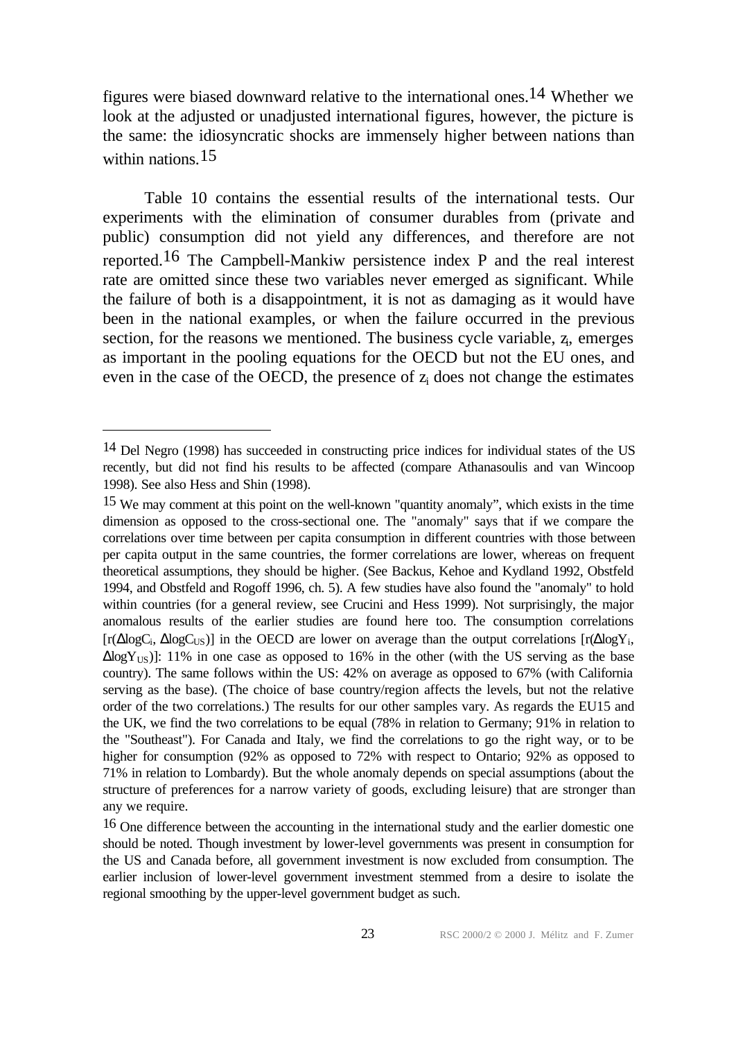figures were biased downward relative to the international ones.[14] Whether we look at the adjusted or unadjusted international figures, however, the picture is the same: the idiosyncratic shocks are immensely higher between nations than within nations.[15]

Table 10 contains the essential results of the international tests. Our experiments with the elimination of consumer durables from (private and public) consumption did not yield any differences, and therefore are not reported.[16] The Campbell-Mankiw persistence index P and the real interest rate are omitted since these two variables never emerged as significant. While the failure of both is a disappointment, it is not as damaging as it would have been in the national examples, or when the failure occurred in the previous section, for the reasons we mentioned. The business cycle variable, $z_i$, emerges as important in the pooling equations for the OECD but not the EU ones, and even in the case of the OECD, the presence of $z_i$ does not change the estimates

---

[14] Del Negro (1998) has succeeded in constructing price indices for individual states of the US recently, but did not find his results to be affected (compare Athanasoulis and van Wincoop 1998). See also Hess and Shin (1998).

[15] We may comment at this point on the well-known "quantity anomaly", which exists in the time dimension as opposed to the cross-sectional one. The "anomaly" says that if we compare the correlations over time between per capita consumption in different countries with those between per capita output in the same countries, the former correlations are lower, whereas on frequent theoretical assumptions, they should be higher. (See Backus, Kehoe and Kydland 1992, Obstfeld 1994, and Obstfeld and Rogoff 1996, ch. 5). A few studies have also found the "anomaly" to hold within countries (for a general review, see Crucini and Hess 1999). Not surprisingly, the major anomalous results of the earlier studies are found here too. The consumption correlations [$r(\Delta \log C_i, \Delta \log C_{US})$] in the OECD are lower on average than the output correlations [$r(\Delta \log Y_i, \Delta \log Y_{US})$]: 11% in one case as opposed to 16% in the other (with the US serving as the base country). The same follows within the US: 42% on average as opposed to 67% (with California serving as the base). (The choice of base country/region affects the levels, but not the relative order of the two correlations.) The results for our other samples vary. As regards the EU15 and the UK, we find the two correlations to be equal (78% in relation to Germany; 91% in relation to the "Southeast"). For Canada and Italy, we find the correlations to go the right way, or to be higher for consumption (92% as opposed to 72% with respect to Ontario; 92% as opposed to 71% in relation to Lombardy). But the whole anomaly depends on special assumptions (about the structure of preferences for a narrow variety of goods, excluding leisure) that are stronger than any we require.

[16] One difference between the accounting in the international study and the earlier domestic one should be noted. Though investment by lower-level governments was present in consumption for the US and Canada before, all government investment is now excluded from consumption. The earlier inclusion of lower-level government investment stemmed from a desire to isolate the regional smoothing by the upper-level government budget as such.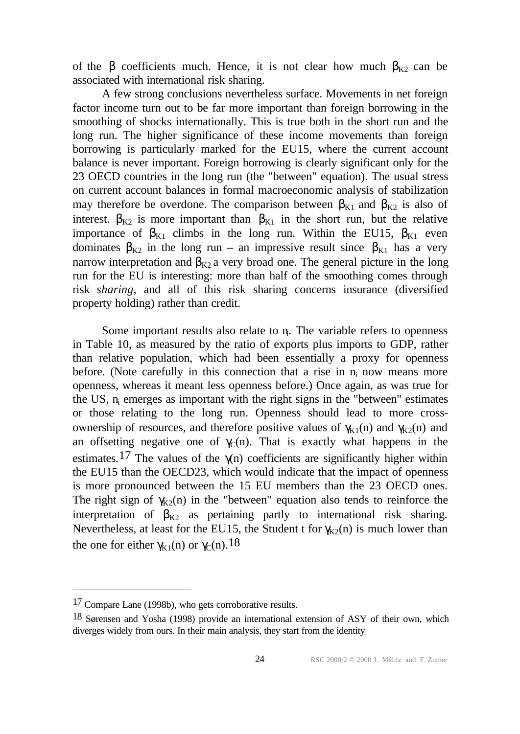of the $\beta$ coefficients much. Hence, it is not clear how much $\beta_{K2}$ can be associated with international risk sharing.

A few strong conclusions nevertheless surface. Movements in net foreign factor income turn out to be far more important than foreign borrowing in the smoothing of shocks internationally. This is true both in the short run and the long run. The higher significance of these income movements than foreign borrowing is particularly marked for the EU15, where the current account balance is never important. Foreign borrowing is clearly significant only for the 23 OECD countries in the long run (the "between" equation). The usual stress on current account balances in formal macroeconomic analysis of stabilization may therefore be overdone. The comparison between $\beta_{K1}$ and $\beta_{K2}$ is also of interest. $\beta_{K2}$ is more important than $\beta_{K1}$ in the short run, but the relative importance of $\beta_{K1}$ climbs in the long run. Within the EU15, $\beta_{K1}$ even dominates $\beta_{K2}$ in the long run – an impressive result since $\beta_{K1}$ has a very narrow interpretation and $\beta_{K2}$ a very broad one. The general picture in the long run for the EU is interesting: more than half of the smoothing comes through risk *sharing*, and all of this risk sharing concerns insurance (diversified property holding) rather than credit.

Some important results also relate to $n_i$. The variable refers to openness in Table 10, as measured by the ratio of exports plus imports to GDP, rather than relative population, which had been essentially a proxy for openness before. (Note carefully in this connection that a rise in $n_i$ now means more openness, whereas it meant less openness before.) Once again, as was true for the US, $n_i$ emerges as important with the right signs in the "between" estimates or those relating to the long run. Openness should lead to more cross-ownership of resources, and therefore positive values of $\gamma_{K1}(n)$ and $\gamma_{K2}(n)$ and an offsetting negative one of $\gamma_C(n)$. That is exactly what happens in the estimates.[17] The values of the $\gamma(n)$ coefficients are significantly higher within the EU15 than the OECD23, which would indicate that the impact of openness is more pronounced between the 15 EU members than the 23 OECD ones. The right sign of $\gamma_{K2}(n)$ in the "between" equation also tends to reinforce the interpretation of $\beta_{K2}$ as pertaining partly to international risk sharing. Nevertheless, at least for the EU15, the Student t for $\gamma_{K2}(n)$ is much lower than the one for either $\gamma_{K1}(n)$ or $\gamma_C(n)$.[18]

---

[17] Compare Lane (1998b), who gets corroborative results.

[18] Sørensen and Yosha (1998) provide an international extension of ASY of their own, which diverges widely from ours. In their main analysis, they start from the identity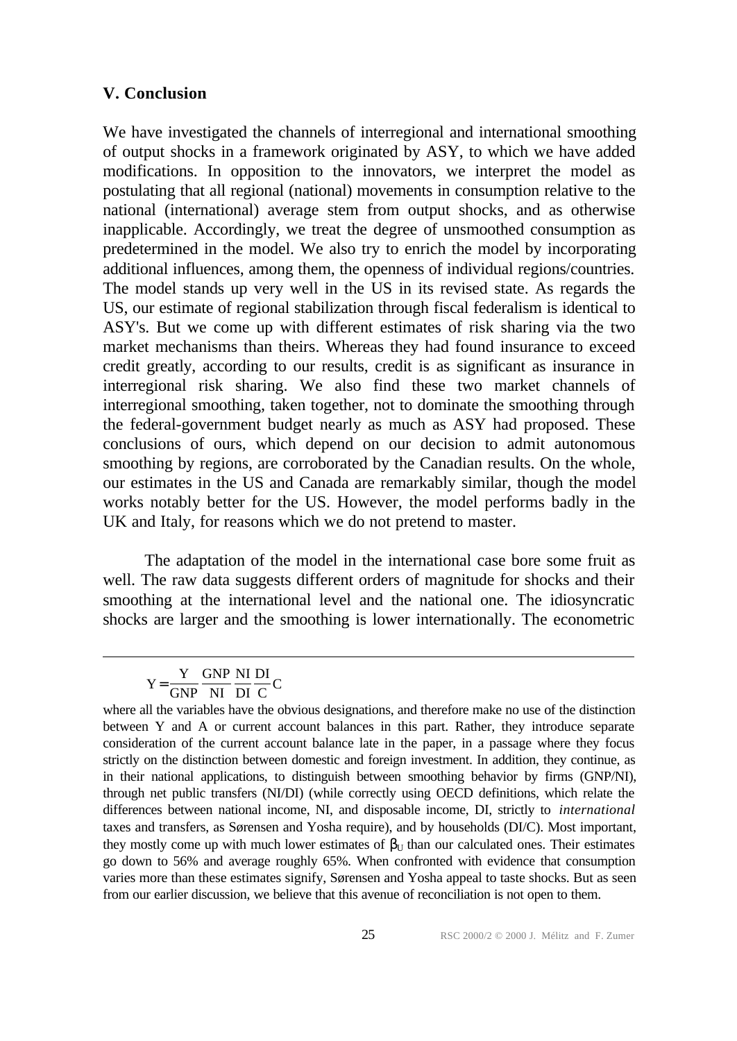## V. Conclusion

We have investigated the channels of interregional and international smoothing of output shocks in a framework originated by ASY, to which we have added modifications. In opposition to the innovators, we interpret the model as postulating that all regional (national) movements in consumption relative to the national (international) average stem from output shocks, and as otherwise inapplicable. Accordingly, we treat the degree of unsmoothed consumption as predetermined in the model. We also try to enrich the model by incorporating additional influences, among them, the openness of individual regions/countries. The model stands up very well in the US in its revised state. As regards the US, our estimate of regional stabilization through fiscal federalism is identical to ASY's. But we come up with different estimates of risk sharing via the two market mechanisms than theirs. Whereas they had found insurance to exceed credit greatly, according to our results, credit is as significant as insurance in interregional risk sharing. We also find these two market channels of interregional smoothing, taken together, not to dominate the smoothing through the federal-government budget nearly as much as ASY had proposed. These conclusions of ours, which depend on our decision to admit autonomous smoothing by regions, are corroborated by the Canadian results. On the whole, our estimates in the US and Canada are remarkably similar, though the model works notably better for the US. However, the model performs badly in the UK and Italy, for reasons which we do not pretend to master.

The adaptation of the model in the international case bore some fruit as well. The raw data suggests different orders of magnitude for shocks and their smoothing at the international level and the national one. The idiosyncratic shocks are larger and the smoothing is lower internationally. The econometric

---

$$Y = \frac{Y}{GNP}\frac{GNP}{NI}\frac{NI}{DI}\frac{DI}{C}C$$

where all the variables have the obvious designations, and therefore make no use of the distinction between Y and A or current account balances in this part. Rather, they introduce separate consideration of the current account balance late in the paper, in a passage where they focus strictly on the distinction between domestic and foreign investment. In addition, they continue, as in their national applications, to distinguish between smoothing behavior by firms (GNP/NI), through net public transfers (NI/DI) (while correctly using OECD definitions, which relate the differences between national income, NI, and disposable income, DI, strictly to *international* taxes and transfers, as Sørensen and Yosha require), and by households (DI/C). Most important, they mostly come up with much lower estimates of $\beta_U$ than our calculated ones. Their estimates go down to 56% and average roughly 65%. When confronted with evidence that consumption varies more than these estimates signify, Sørensen and Yosha appeal to taste shocks. But as seen from our earlier discussion, we believe that this avenue of reconciliation is not open to them.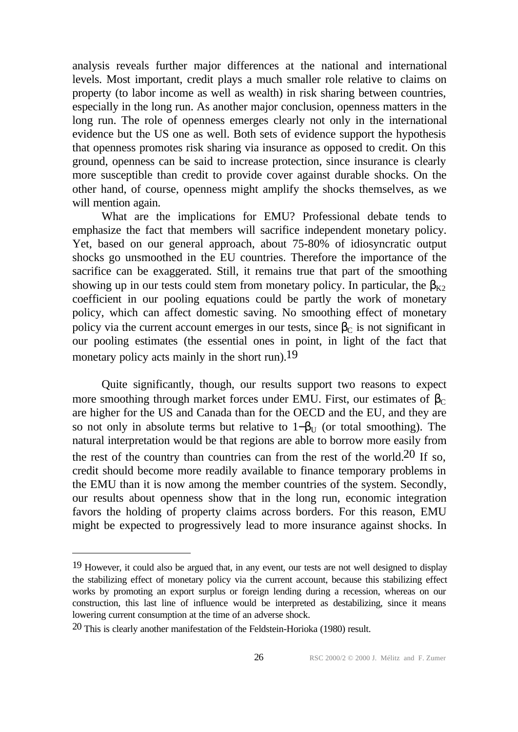analysis reveals further major differences at the national and international levels. Most important, credit plays a much smaller role relative to claims on property (to labor income as well as wealth) in risk sharing between countries, especially in the long run. As another major conclusion, openness matters in the long run. The role of openness emerges clearly not only in the international evidence but the US one as well. Both sets of evidence support the hypothesis that openness promotes risk sharing via insurance as opposed to credit. On this ground, openness can be said to increase protection, since insurance is clearly more susceptible than credit to provide cover against durable shocks. On the other hand, of course, openness might amplify the shocks themselves, as we will mention again.

What are the implications for EMU? Professional debate tends to emphasize the fact that members will sacrifice independent monetary policy. Yet, based on our general approach, about 75-80% of idiosyncratic output shocks go unsmoothed in the EU countries. Therefore the importance of the sacrifice can be exaggerated. Still, it remains true that part of the smoothing showing up in our tests could stem from monetary policy. In particular, the $\beta_{K2}$ coefficient in our pooling equations could be partly the work of monetary policy, which can affect domestic saving. No smoothing effect of monetary policy via the current account emerges in our tests, since $\beta_C$ is not significant in our pooling estimates (the essential ones in point, in light of the fact that monetary policy acts mainly in the short run).[19]

Quite significantly, though, our results support two reasons to expect more smoothing through market forces under EMU. First, our estimates of $\beta_C$ are higher for the US and Canada than for the OECD and the EU, and they are so not only in absolute terms but relative to $1-\beta_U$ (or total smoothing). The natural interpretation would be that regions are able to borrow more easily from the rest of the country than countries can from the rest of the world.[20] If so, credit should become more readily available to finance temporary problems in the EMU than it is now among the member countries of the system. Secondly, our results about openness show that in the long run, economic integration favors the holding of property claims across borders. For this reason, EMU might be expected to progressively lead to more insurance against shocks. In

---

[19] However, it could also be argued that, in any event, our tests are not well designed to display the stabilizing effect of monetary policy via the current account, because this stabilizing effect works by promoting an export surplus or foreign lending during a recession, whereas on our construction, this last line of influence would be interpreted as destabilizing, since it means lowering current consumption at the time of an adverse shock.

[20] This is clearly another manifestation of the Feldstein-Horioka (1980) result.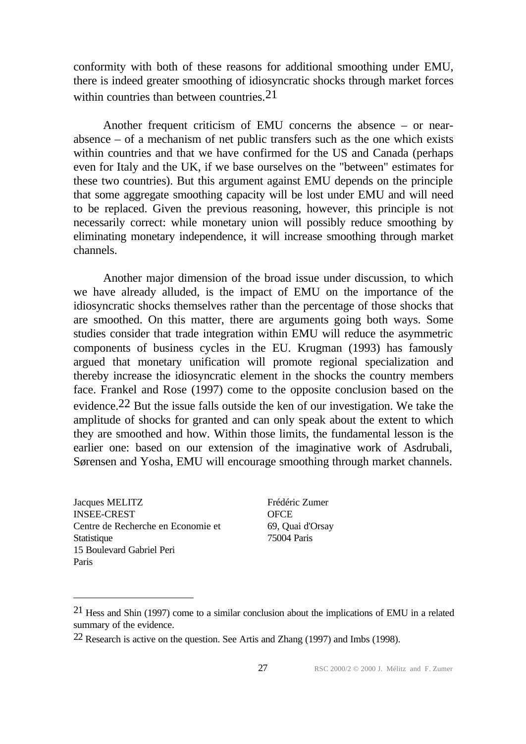conformity with both of these reasons for additional smoothing under EMU, there is indeed greater smoothing of idiosyncratic shocks through market forces within countries than between countries.[21]

Another frequent criticism of EMU concerns the absence – or near-absence – of a mechanism of net public transfers such as the one which exists within countries and that we have confirmed for the US and Canada (perhaps even for Italy and the UK, if we base ourselves on the "between" estimates for these two countries). But this argument against EMU depends on the principle that some aggregate smoothing capacity will be lost under EMU and will need to be replaced. Given the previous reasoning, however, this principle is not necessarily correct: while monetary union will possibly reduce smoothing by eliminating monetary independence, it will increase smoothing through market channels.

Another major dimension of the broad issue under discussion, to which we have already alluded, is the impact of EMU on the importance of the idiosyncratic shocks themselves rather than the percentage of those shocks that are smoothed. On this matter, there are arguments going both ways. Some studies consider that trade integration within EMU will reduce the asymmetric components of business cycles in the EU. Krugman (1993) has famously argued that monetary unification will promote regional specialization and thereby increase the idiosyncratic element in the shocks the country members face. Frankel and Rose (1997) come to the opposite conclusion based on the evidence.[22] But the issue falls outside the ken of our investigation. We take the amplitude of shocks for granted and can only speak about the extent to which they are smoothed and how. Within those limits, the fundamental lesson is the earlier one: based on our extension of the imaginative work of Asdrubali, Sørensen and Yosha, EMU will encourage smoothing through market channels.

Jacques MELITZ
INSEE-CREST
Centre de Recherche en Economie et Statistique
15 Boulevard Gabriel Peri
Paris

Frédéric Zumer
OFCE
69, Quai d'Orsay
75004 Paris

---

[21] Hess and Shin (1997) come to a similar conclusion about the implications of EMU in a related summary of the evidence.

[22] Research is active on the question. See Artis and Zhang (1997) and Imbs (1998).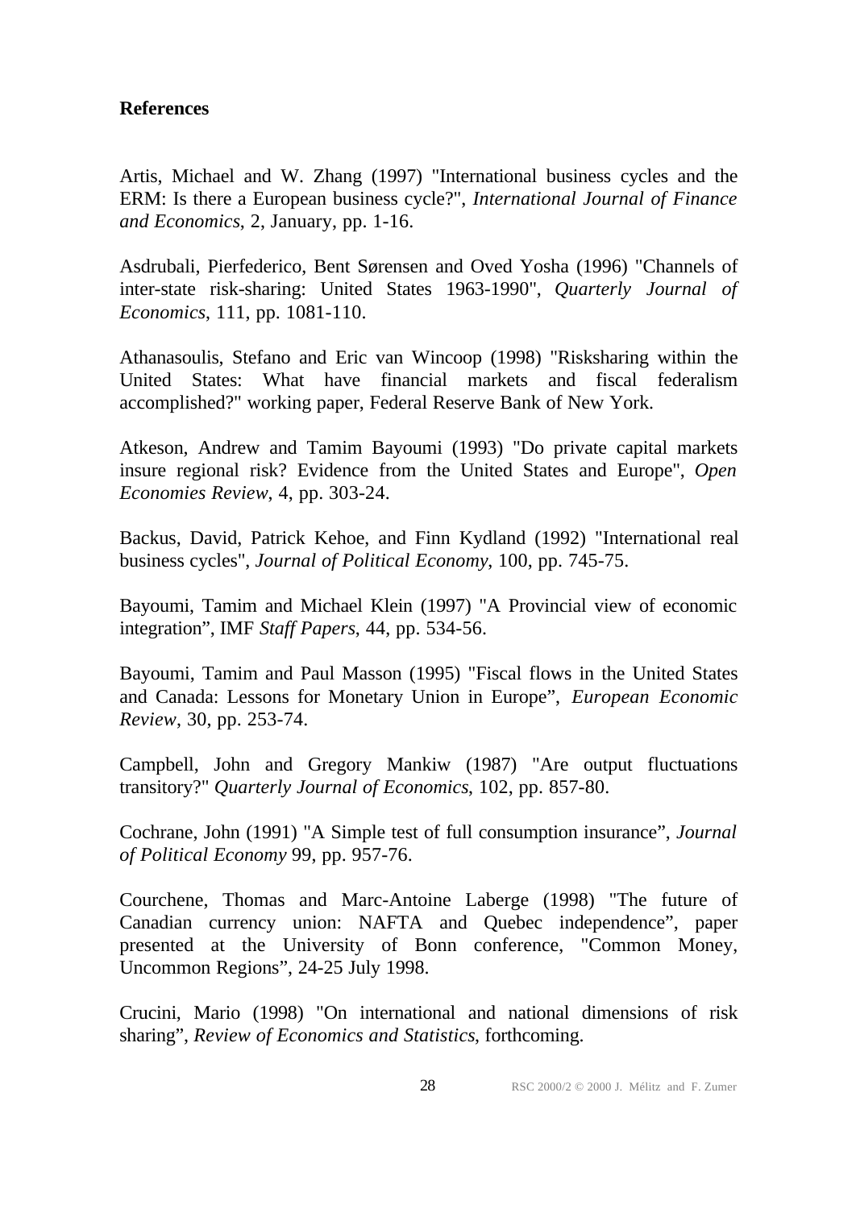**References**

Artis, Michael and W. Zhang (1997) "International business cycles and the ERM: Is there a European business cycle?", *International Journal of Finance and Economics*, 2, January, pp. 1-16.

Asdrubali, Pierfederico, Bent Sørensen and Oved Yosha (1996) "Channels of inter-state risk-sharing: United States 1963-1990", *Quarterly Journal of Economics*, 111, pp. 1081-110.

Athanasoulis, Stefano and Eric van Wincoop (1998) "Risksharing within the United States: What have financial markets and fiscal federalism accomplished?" working paper, Federal Reserve Bank of New York.

Atkeson, Andrew and Tamim Bayoumi (1993) "Do private capital markets insure regional risk? Evidence from the United States and Europe", *Open Economies Review*, 4, pp. 303-24.

Backus, David, Patrick Kehoe, and Finn Kydland (1992) "International real business cycles", *Journal of Political Economy*, 100, pp. 745-75.

Bayoumi, Tamim and Michael Klein (1997) "A Provincial view of economic integration", IMF *Staff Papers*, 44, pp. 534-56.

Bayoumi, Tamim and Paul Masson (1995) "Fiscal flows in the United States and Canada: Lessons for Monetary Union in Europe", *European Economic Review*, 30, pp. 253-74.

Campbell, John and Gregory Mankiw (1987) "Are output fluctuations transitory?" *Quarterly Journal of Economics*, 102, pp. 857-80.

Cochrane, John (1991) "A Simple test of full consumption insurance", *Journal of Political Economy* 99, pp. 957-76.

Courchene, Thomas and Marc-Antoine Laberge (1998) "The future of Canadian currency union: NAFTA and Quebec independence", paper presented at the University of Bonn conference, "Common Money, Uncommon Regions", 24-25 July 1998.

Crucini, Mario (1998) "On international and national dimensions of risk sharing", *Review of Economics and Statistics*, forthcoming.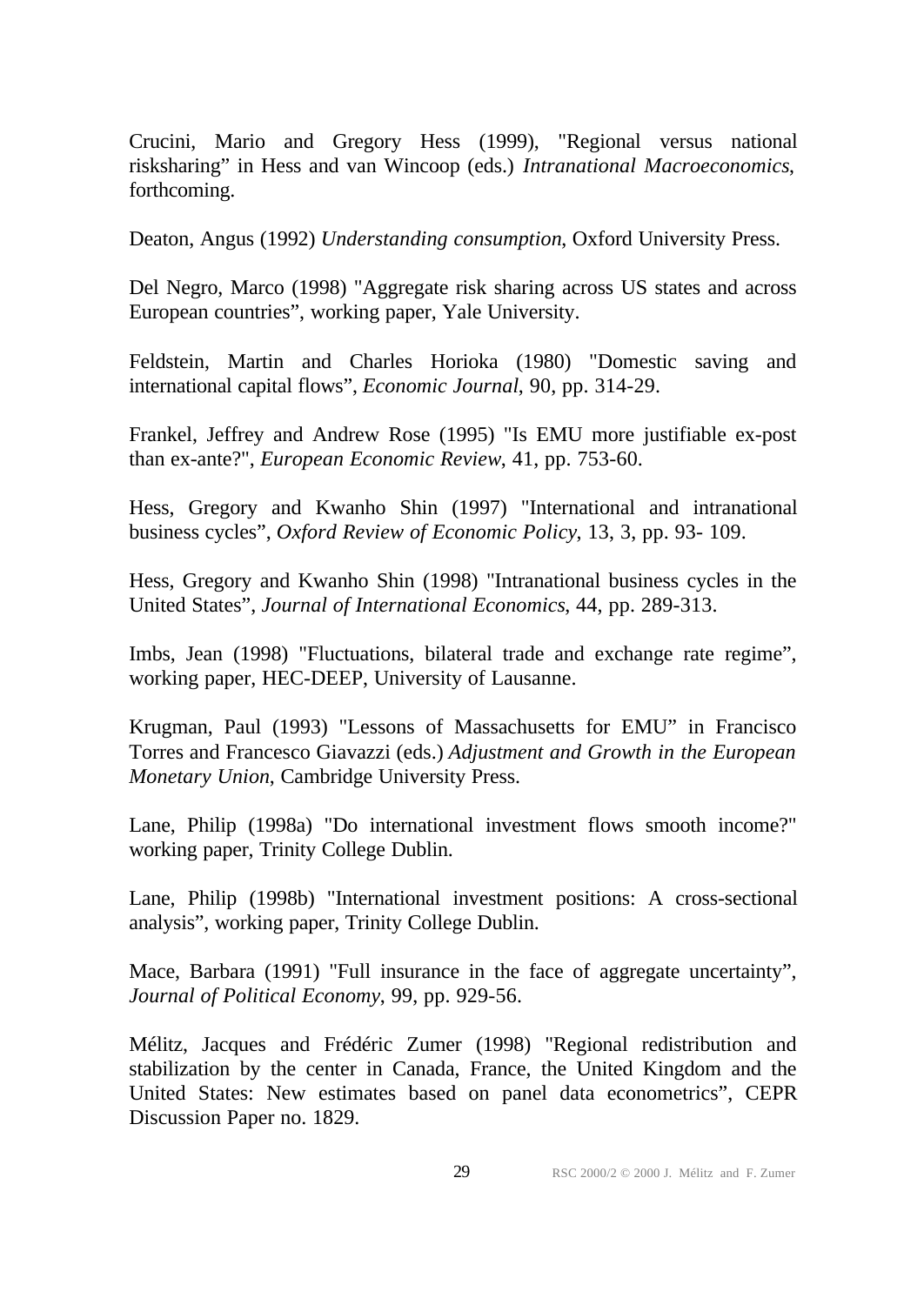Crucini, Mario and Gregory Hess (1999), "Regional versus national risksharing" in Hess and van Wincoop (eds.) *Intranational Macroeconomics*, forthcoming.

Deaton, Angus (1992) *Understanding consumption*, Oxford University Press.

Del Negro, Marco (1998) "Aggregate risk sharing across US states and across European countries", working paper, Yale University.

Feldstein, Martin and Charles Horioka (1980) "Domestic saving and international capital flows", *Economic Journal*, 90, pp. 314-29.

Frankel, Jeffrey and Andrew Rose (1995) "Is EMU more justifiable ex-post than ex-ante?", *European Economic Review*, 41, pp. 753-60.

Hess, Gregory and Kwanho Shin (1997) "International and intranational business cycles", *Oxford Review of Economic Policy*, 13, 3, pp. 93- 109.

Hess, Gregory and Kwanho Shin (1998) "Intranational business cycles in the United States", *Journal of International Economics*, 44, pp. 289-313.

Imbs, Jean (1998) "Fluctuations, bilateral trade and exchange rate regime", working paper, HEC-DEEP, University of Lausanne.

Krugman, Paul (1993) "Lessons of Massachusetts for EMU" in Francisco Torres and Francesco Giavazzi (eds.) *Adjustment and Growth in the European Monetary Union*, Cambridge University Press.

Lane, Philip (1998a) "Do international investment flows smooth income?" working paper, Trinity College Dublin.

Lane, Philip (1998b) "International investment positions: A cross-sectional analysis", working paper, Trinity College Dublin.

Mace, Barbara (1991) "Full insurance in the face of aggregate uncertainty", *Journal of Political Economy*, 99, pp. 929-56.

Mélitz, Jacques and Frédéric Zumer (1998) "Regional redistribution and stabilization by the center in Canada, France, the United Kingdom and the United States: New estimates based on panel data econometrics", CEPR Discussion Paper no. 1829.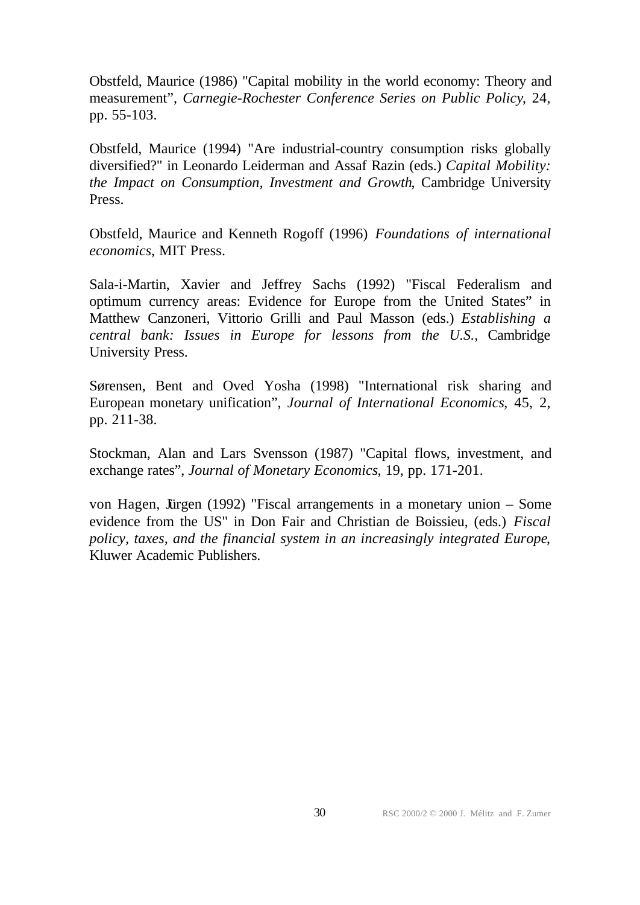Obstfeld, Maurice (1986) "Capital mobility in the world economy: Theory and measurement", *Carnegie-Rochester Conference Series on Public Policy*, 24, pp. 55-103.

Obstfeld, Maurice (1994) "Are industrial-country consumption risks globally diversified?" in Leonardo Leiderman and Assaf Razin (eds.) *Capital Mobility: the Impact on Consumption, Investment and Growth*, Cambridge University Press.

Obstfeld, Maurice and Kenneth Rogoff (1996) *Foundations of international economics*, MIT Press.

Sala-i-Martin, Xavier and Jeffrey Sachs (1992) "Fiscal Federalism and optimum currency areas: Evidence for Europe from the United States" in Matthew Canzoneri, Vittorio Grilli and Paul Masson (eds.) *Establishing a central bank: Issues in Europe for lessons from the U.S.*, Cambridge University Press.

Sørensen, Bent and Oved Yosha (1998) "International risk sharing and European monetary unification", *Journal of International Economics*, 45, 2, pp. 211-38.

Stockman, Alan and Lars Svensson (1987) "Capital flows, investment, and exchange rates", *Journal of Monetary Economics*, 19, pp. 171-201.

von Hagen, Jürgen (1992) "Fiscal arrangements in a monetary union – Some evidence from the US" in Don Fair and Christian de Boissieu, (eds.) *Fiscal policy, taxes, and the financial system in an increasingly integrated Europe*, Kluwer Academic Publishers.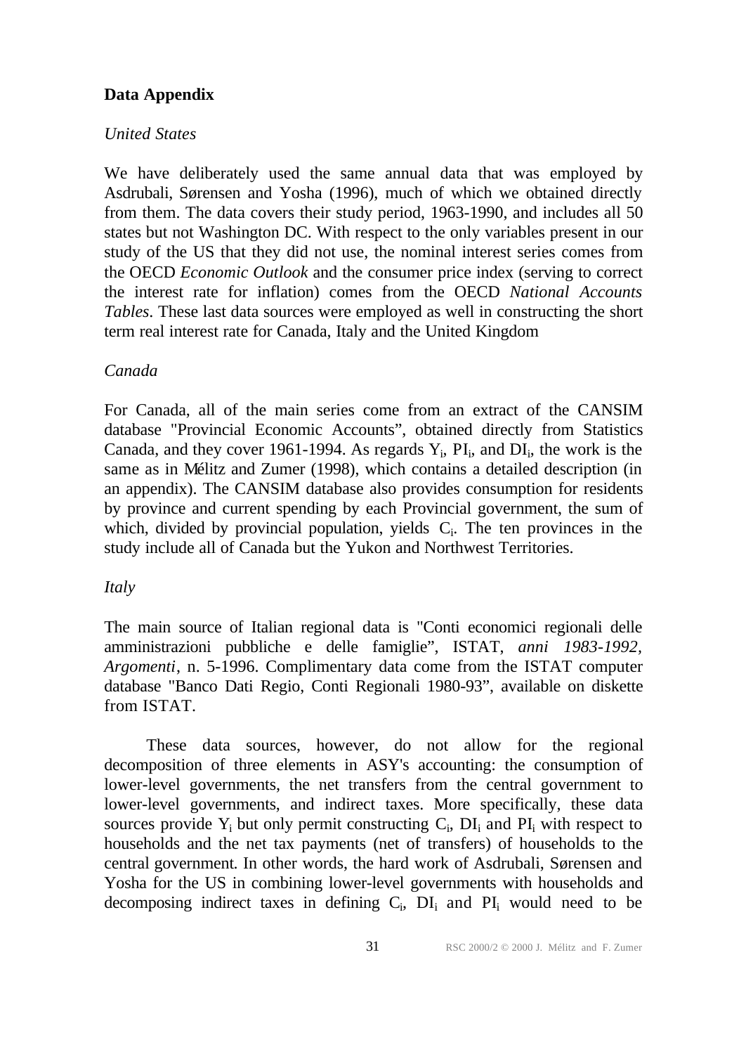## Data Appendix

*United States*

We have deliberately used the same annual data that was employed by Asdrubali, Sørensen and Yosha (1996), much of which we obtained directly from them. The data covers their study period, 1963-1990, and includes all 50 states but not Washington DC. With respect to the only variables present in our study of the US that they did not use, the nominal interest series comes from the OECD *Economic Outlook* and the consumer price index (serving to correct the interest rate for inflation) comes from the OECD *National Accounts Tables*. These last data sources were employed as well in constructing the short term real interest rate for Canada, Italy and the United Kingdom

*Canada*

For Canada, all of the main series come from an extract of the CANSIM database "Provincial Economic Accounts", obtained directly from Statistics Canada, and they cover 1961-1994. As regards $Y_i$, $PI_i$, and $DI_i$, the work is the same as in Mélitz and Zumer (1998), which contains a detailed description (in an appendix). The CANSIM database also provides consumption for residents by province and current spending by each Provincial government, the sum of which, divided by provincial population, yields $C_i$. The ten provinces in the study include all of Canada but the Yukon and Northwest Territories.

*Italy*

The main source of Italian regional data is "Conti economici regionali delle amministrazioni pubbliche e delle famiglie", ISTAT, *anni 1983-1992*, *Argomenti*, n. 5-1996. Complimentary data come from the ISTAT computer database "Banco Dati Regio, Conti Regionali 1980-93", available on diskette from ISTAT.

These data sources, however, do not allow for the regional decomposition of three elements in ASY's accounting: the consumption of lower-level governments, the net transfers from the central government to lower-level governments, and indirect taxes. More specifically, these data sources provide $Y_i$ but only permit constructing $C_i$, $DI_i$ and $PI_i$ with respect to households and the net tax payments (net of transfers) of households to the central government. In other words, the hard work of Asdrubali, Sørensen and Yosha for the US in combining lower-level governments with households and decomposing indirect taxes in defining $C_i$, $DI_i$ and $PI_i$ would need to be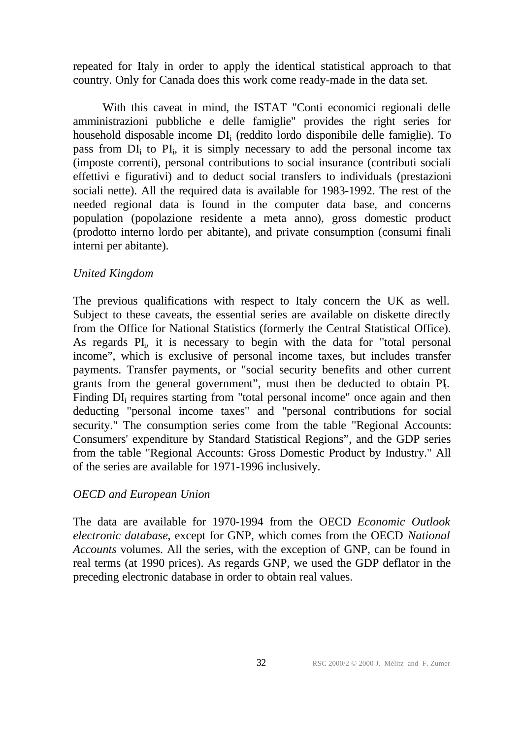repeated for Italy in order to apply the identical statistical approach to that country. Only for Canada does this work come ready-made in the data set.

With this caveat in mind, the ISTAT "Conti economici regionali delle amministrazioni pubbliche e delle famiglie" provides the right series for household disposable income $DI_i$ (reddito lordo disponibile delle famiglie). To pass from $DI_i$ to $PI_i$, it is simply necessary to add the personal income tax (imposte correnti), personal contributions to social insurance (contributi sociali effettivi e figurativi) and to deduct social transfers to individuals (prestazioni sociali nette). All the required data is available for 1983-1992. The rest of the needed regional data is found in the computer data base, and concerns population (popolazione residente a meta anno), gross domestic product (prodotto interno lordo per abitante), and private consumption (consumi finali interni per abitante).

*United Kingdom*

The previous qualifications with respect to Italy concern the UK as well. Subject to these caveats, the essential series are available on diskette directly from the Office for National Statistics (formerly the Central Statistical Office). As regards $PI_i$, it is necessary to begin with the data for "total personal income", which is exclusive of personal income taxes, but includes transfer payments. Transfer payments, or "social security benefits and other current grants from the general government", must then be deducted to obtain $PI_i$. Finding $DI_i$ requires starting from "total personal income" once again and then deducting "personal income taxes" and "personal contributions for social security." The consumption series come from the table "Regional Accounts: Consumers' expenditure by Standard Statistical Regions", and the GDP series from the table "Regional Accounts: Gross Domestic Product by Industry." All of the series are available for 1971-1996 inclusively.

*OECD and European Union*

The data are available for 1970-1994 from the OECD *Economic Outlook electronic database*, except for GNP, which comes from the OECD *National Accounts* volumes. All the series, with the exception of GNP, can be found in real terms (at 1990 prices). As regards GNP, we used the GDP deflator in the preceding electronic database in order to obtain real values.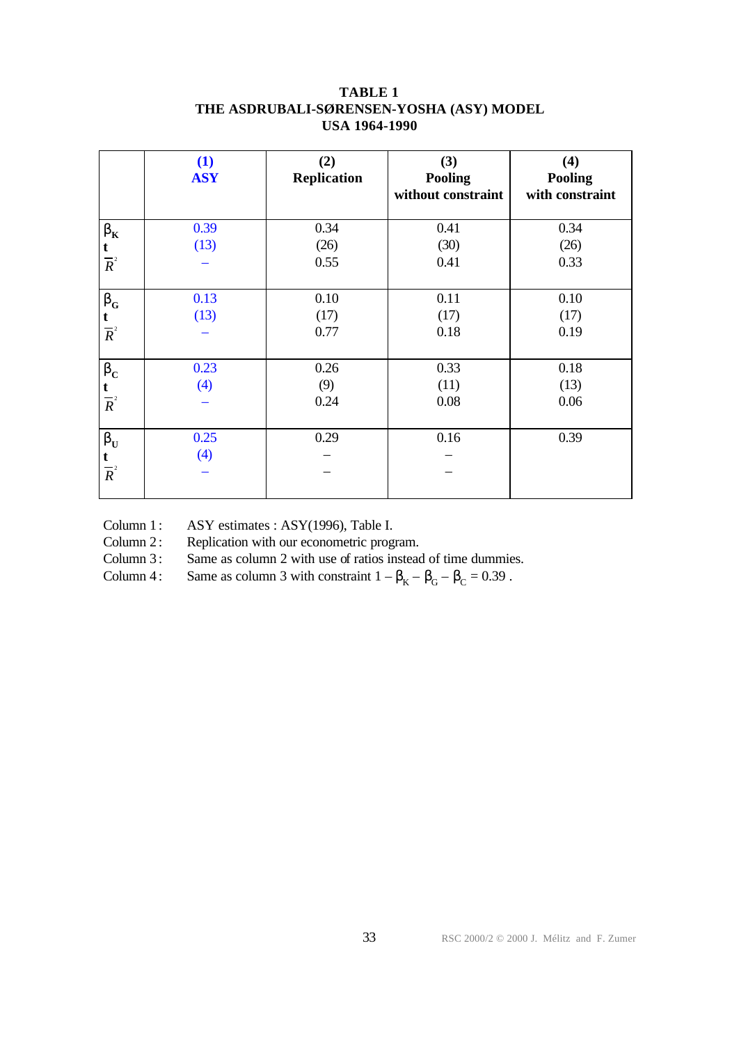**TABLE 1**
**THE ASDRUBALI-SØRENSEN-YOSHA (ASY) MODEL**
**USA 1964-1990**

| | (1) ASY | (2) Replication | (3) Pooling without constraint | (4) Pooling with constraint |
|---|---|---|---|---|
| $\beta_K$ | 0.39 | 0.34 | 0.41 | 0.34 |
| t | (13) | (26) | (30) | (26) |
| $\overline{R}^2$ | – | 0.55 | 0.41 | 0.33 |
| $\beta_G$ | 0.13 | 0.10 | 0.11 | 0.10 |
| t | (13) | (17) | (17) | (17) |
| $\overline{R}^2$ | – | 0.77 | 0.18 | 0.19 |
| $\beta_C$ | 0.23 | 0.26 | 0.33 | 0.18 |
| t | (4) | (9) | (11) | (13) |
| $\overline{R}^2$ | – | 0.24 | 0.08 | 0.06 |
| $\beta_U$ | 0.25 | 0.29 | 0.16 | 0.39 |
| t | (4) | – | – | |
| $\overline{R}^2$ | – | – | – | |

Column 1 : ASY estimates : ASY(1996), Table I.
Column 2 : Replication with our econometric program.
Column 3 : Same as column 2 with use of ratios instead of time dummies.
Column 4 : Same as column 3 with constraint $1 - \beta_K - \beta_G - \beta_C = 0.39$ .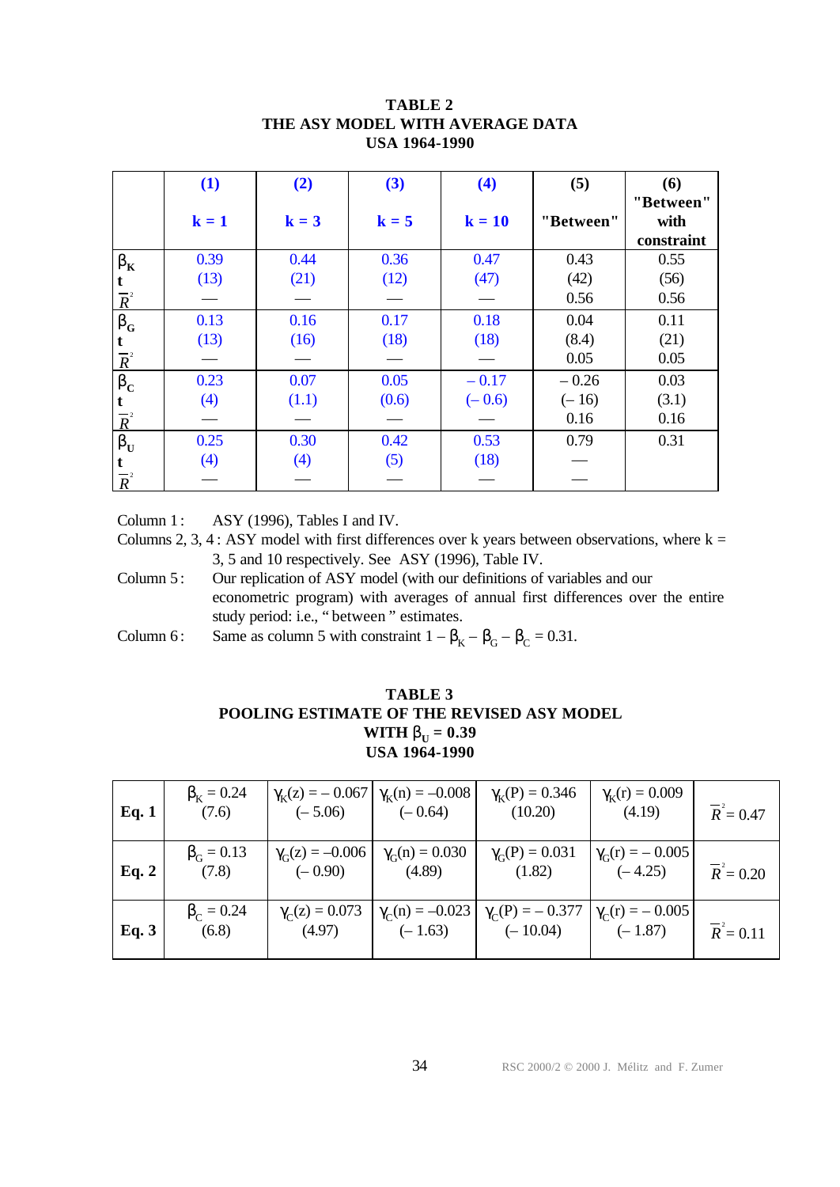**TABLE 2**
**THE ASY MODEL WITH AVERAGE DATA**
**USA 1964-1990**

| | (1) k = 1 | (2) k = 3 | (3) k = 5 | (4) k = 10 | (5) "Between" | (6) "Between" with constraint |
|---|---|---|---|---|---|---|
| $\beta_K$ | 0.39 | 0.44 | 0.36 | 0.47 | 0.43 | 0.55 |
| t | (13) | (21) | (12) | (47) | (42) | (56) |
| $\bar{R}^2$ | — | — | — | — | 0.56 | 0.56 |
| $\beta_G$ | 0.13 | 0.16 | 0.17 | 0.18 | 0.04 | 0.11 |
| t | (13) | (16) | (18) | (18) | (8.4) | (21) |
| $\bar{R}^2$ | — | — | — | — | 0.05 | 0.05 |
| $\beta_C$ | 0.23 | 0.07 | 0.05 | – 0.17 | – 0.26 | 0.03 |
| t | (4) | (1.1) | (0.6) | (– 0.6) | (– 16) | (3.1) |
| $\bar{R}^2$ | — | — | — | — | 0.16 | 0.16 |
| $\beta_U$ | 0.25 | 0.30 | 0.42 | 0.53 | 0.79 | 0.31 |
| t | (4) | (4) | (5) | (18) | — | |
| $\bar{R}^2$ | — | — | — | — | — | |

Column 1 : ASY (1996), Tables I and IV.

Columns 2, 3, 4 : ASY model with first differences over k years between observations, where k = 3, 5 and 10 respectively. See ASY (1996), Table IV.

Column 5 : Our replication of ASY model (with our definitions of variables and our econometric program) with averages of annual first differences over the entire study period: i.e., "between" estimates.

Column 6 : Same as column 5 with constraint $1 - \beta_K - \beta_G - \beta_C = 0.31$.

**TABLE 3**
**POOLING ESTIMATE OF THE REVISED ASY MODEL**
**WITH $\beta_U = 0.39$**
**USA 1964-1990**

| | | | | | | |
|---|---|---|---|---|---|---|
| **Eq. 1** | $\beta_K = 0.24$ (7.6) | $\gamma_K(z) = -0.067$ (– 5.06) | $\gamma_K(n) = -0.008$ (– 0.64) | $\gamma_K(P) = 0.346$ (10.20) | $\gamma_K(r) = 0.009$ (4.19) | $\bar{R}^2 = 0.47$ |
| **Eq. 2** | $\beta_G = 0.13$ (7.8) | $\gamma_G(z) = -0.006$ (– 0.90) | $\gamma_G(n) = 0.030$ (4.89) | $\gamma_G(P) = 0.031$ (1.82) | $\gamma_G(r) = -0.005$ (– 4.25) | $\bar{R}^2 = 0.20$ |
| **Eq. 3** | $\beta_C = 0.24$ (6.8) | $\gamma_C(z) = 0.073$ (4.97) | $\gamma_C(n) = -0.023$ (– 1.63) | $\gamma_C(P) = -0.377$ (– 10.04) | $\gamma_C(r) = -0.005$ (– 1.87) | $\bar{R}^2 = 0.11$ |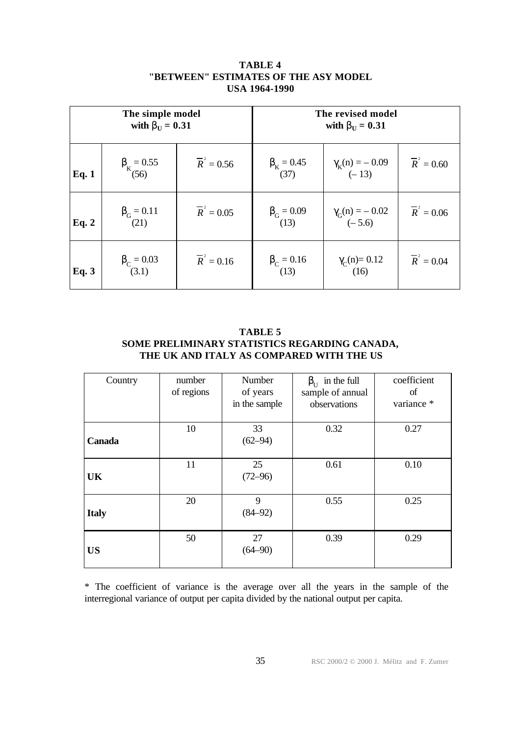**TABLE 4**
**"BETWEEN" ESTIMATES OF THE ASY MODEL**
**USA 1964-1990**

| | The simple model with $\beta_U = 0.31$ | | The revised model with $\beta_U = 0.31$ | | |
|---|---|---|---|---|---|
| **Eq. 1** | $\beta_K = 0.55$ (56) | $\overline{R}^2 = 0.56$ | $\beta_K = 0.45$ (37) | $\gamma_K(n) = -0.09$ ($-13$) | $\overline{R}^2 = 0.60$ |
| **Eq. 2** | $\beta_G = 0.11$ (21) | $\overline{R}^2 = 0.05$ | $\beta_G = 0.09$ (13) | $\gamma_G(n) = -0.02$ ($-5.6$) | $\overline{R}^2 = 0.06$ |
| **Eq. 3** | $\beta_C = 0.03$ (3.1) | $\overline{R}^2 = 0.16$ | $\beta_C = 0.16$ (13) | $\gamma_C(n) = 0.12$ (16) | $\overline{R}^2 = 0.04$ |

**TABLE 5**
**SOME PRELIMINARY STATISTICS REGARDING CANADA, THE UK AND ITALY AS COMPARED WITH THE US**

| Country | number of regions | Number of years in the sample | $\beta_U$ in the full sample of annual observations | coefficient of variance * |
|---|---|---|---|---|
| **Canada** | 10 | 33 (62–94) | 0.32 | 0.27 |
| **UK** | 11 | 25 (72–96) | 0.61 | 0.10 |
| **Italy** | 20 | 9 (84–92) | 0.55 | 0.25 |
| **US** | 50 | 27 (64–90) | 0.39 | 0.29 |

* The coefficient of variance is the average over all the years in the sample of the interregional variance of output per capita divided by the national output per capita.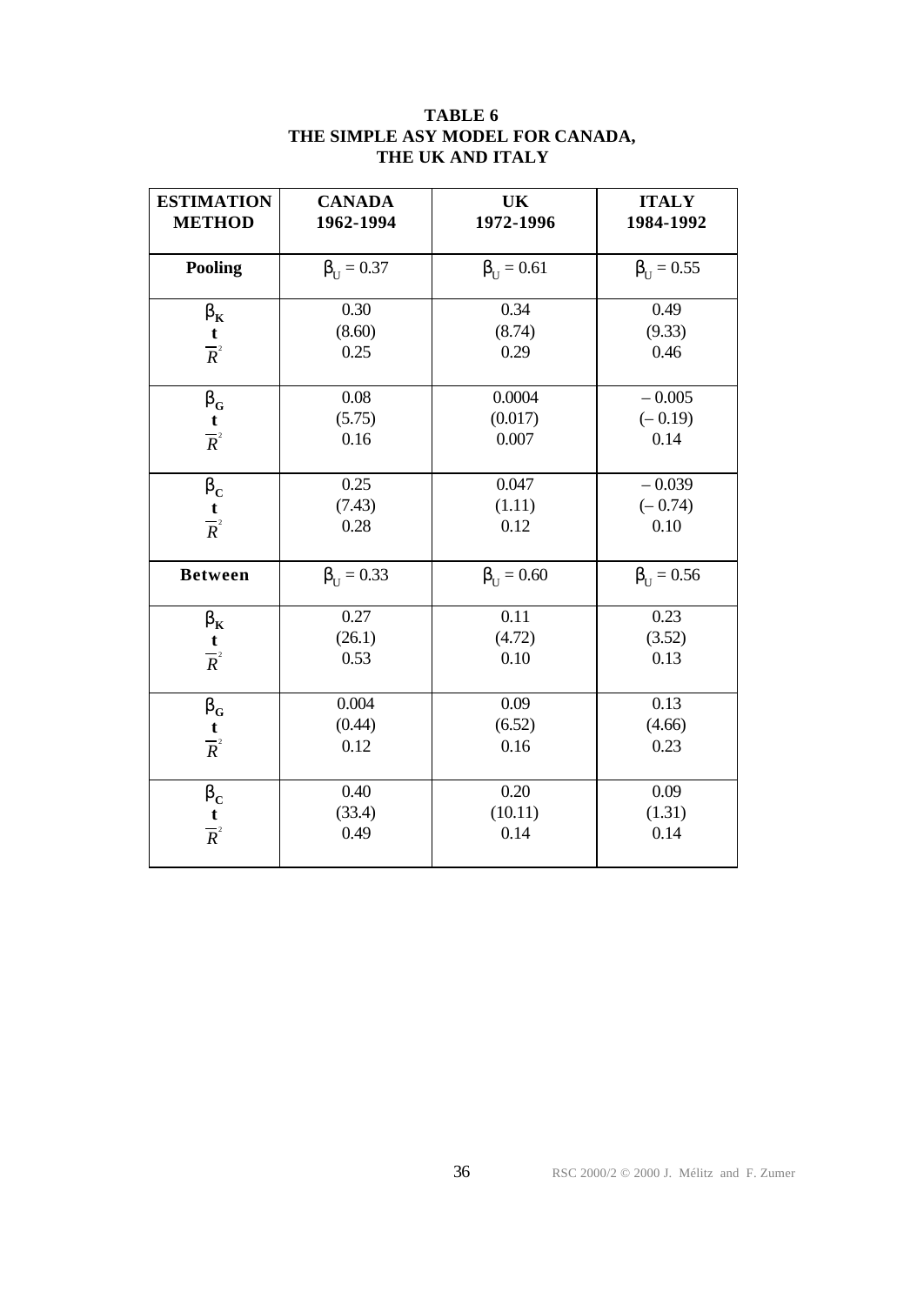**TABLE 6**
**THE SIMPLE ASY MODEL FOR CANADA, THE UK AND ITALY**

| ESTIMATION METHOD | CANADA 1962-1994 | UK 1972-1996 | ITALY 1984-1992 |
|---|---|---|---|
| **Pooling** | $\beta_U = 0.37$ | $\beta_U = 0.61$ | $\beta_U = 0.55$ |
| $\beta_K$ | 0.30 | 0.34 | 0.49 |
| t | (8.60) | (8.74) | (9.33) |
| $\overline{R}^2$ | 0.25 | 0.29 | 0.46 |
| $\beta_G$ | 0.08 | 0.0004 | – 0.005 |
| t | (5.75) | (0.017) | (– 0.19) |
| $\overline{R}^2$ | 0.16 | 0.007 | 0.14 |
| $\beta_C$ | 0.25 | 0.047 | – 0.039 |
| t | (7.43) | (1.11) | (– 0.74) |
| $\overline{R}^2$ | 0.28 | 0.12 | 0.10 |
| **Between** | $\beta_U = 0.33$ | $\beta_U = 0.60$ | $\beta_U = 0.56$ |
| $\beta_K$ | 0.27 | 0.11 | 0.23 |
| t | (26.1) | (4.72) | (3.52) |
| $\overline{R}^2$ | 0.53 | 0.10 | 0.13 |
| $\beta_G$ | 0.004 | 0.09 | 0.13 |
| t | (0.44) | (6.52) | (4.66) |
| $\overline{R}^2$ | 0.12 | 0.16 | 0.23 |
| $\beta_C$ | 0.40 | 0.20 | 0.09 |
| t | (33.4) | (10.11) | (1.31) |
| $\overline{R}^2$ | 0.49 | 0.14 | 0.14 |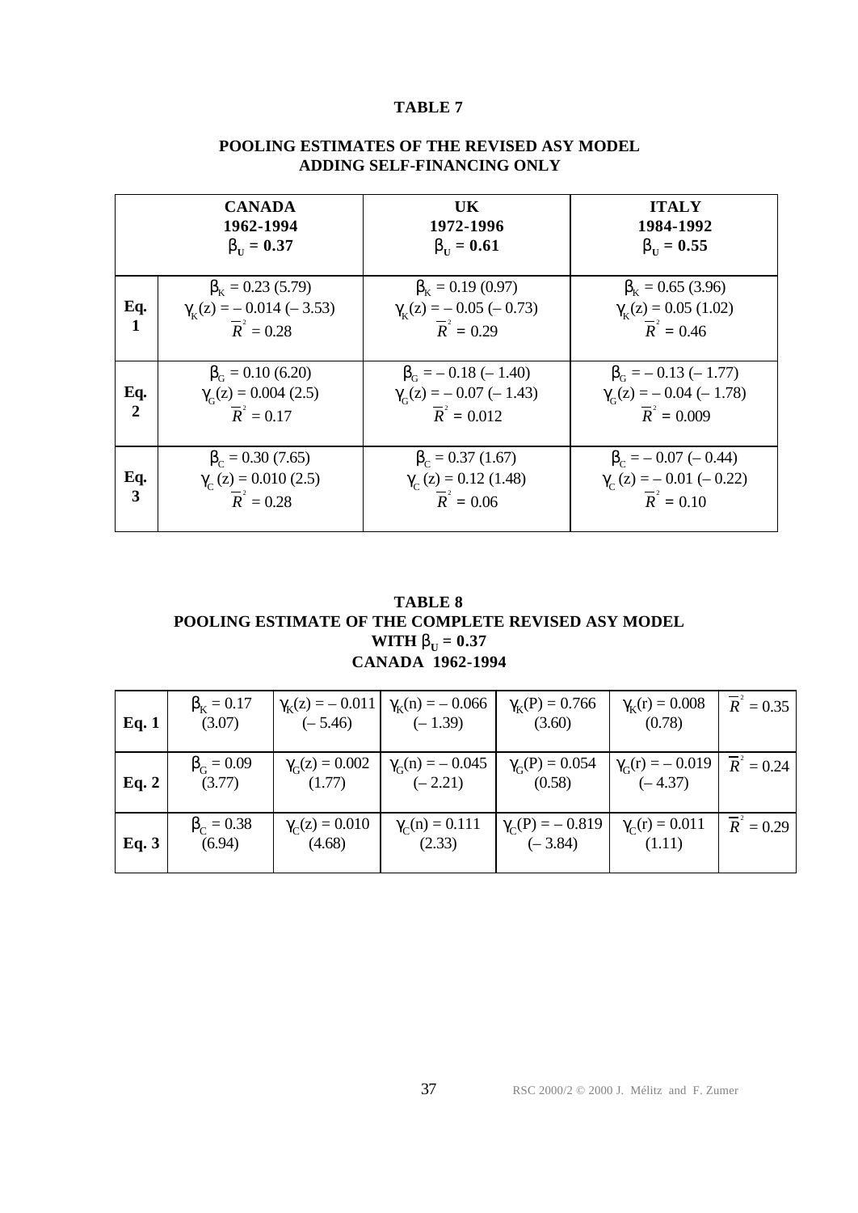## TABLE 7

## POOLING ESTIMATES OF THE REVISED ASY MODEL ADDING SELF-FINANCING ONLY

| | **CANADA 1962-1994 $\beta_U$ = 0.37** | **UK 1972-1996 $\beta_U$ = 0.61** | **ITALY 1984-1992 $\beta_U$ = 0.55** |
|---|---|---|---|
| **Eq. 1** | $\beta_K$ = 0.23 (5.79) $\gamma_K(z)$ = – 0.014 (– 3.53) $\overline{R}^2$ = 0.28 | $\beta_K$ = 0.19 (0.97) $\gamma_K(z)$ = – 0.05 (– 0.73) $\overline{R}^2$ = 0.29 | $\beta_K$ = 0.65 (3.96) $\gamma_K(z)$ = 0.05 (1.02) $\overline{R}^2$ = 0.46 |
| **Eq. 2** | $\beta_G$ = 0.10 (6.20) $\gamma_G(z)$ = 0.004 (2.5) $\overline{R}^2$ = 0.17 | $\beta_G$ = – 0.18 (– 1.40) $\gamma_G(z)$ = – 0.07 (– 1.43) $\overline{R}^2$ = 0.012 | $\beta_G$ = – 0.13 (– 1.77) $\gamma_G(z)$ = – 0.04 (– 1.78) $\overline{R}^2$ = 0.009 |
| **Eq. 3** | $\beta_C$ = 0.30 (7.65) $\gamma_C(z)$ = 0.010 (2.5) $\overline{R}^2$ = 0.28 | $\beta_C$ = 0.37 (1.67) $\gamma_C(z)$ = 0.12 (1.48) $\overline{R}^2$ = 0.06 | $\beta_C$ = – 0.07 (– 0.44) $\gamma_C(z)$ = – 0.01 (– 0.22) $\overline{R}^2$ = 0.10 |

## TABLE 8

## POOLING ESTIMATE OF THE COMPLETE REVISED ASY MODEL WITH $\beta_U$ = 0.37 CANADA 1962-1994

| | | | | | | |
|---|---|---|---|---|---|---|
| **Eq. 1** | $\beta_K$ = 0.17 (3.07) | $\gamma_K(z)$ = – 0.011 (– 5.46) | $\gamma_K(n)$ = – 0.066 (– 1.39) | $\gamma_K(P)$ = 0.766 (3.60) | $\gamma_K(r)$ = 0.008 (0.78) | $\overline{R}^2$ = 0.35 |
| **Eq. 2** | $\beta_G$ = 0.09 (3.77) | $\gamma_G(z)$ = 0.002 (1.77) | $\gamma_G(n)$ = – 0.045 (– 2.21) | $\gamma_G(P)$ = 0.054 (0.58) | $\gamma_G(r)$ = – 0.019 (– 4.37) | $\overline{R}^2$ = 0.24 |
| **Eq. 3** | $\beta_C$ = 0.38 (6.94) | $\gamma_C(z)$ = 0.010 (4.68) | $\gamma_C(n)$ = 0.111 (2.33) | $\gamma_C(P)$ = – 0.819 (– 3.84) | $\gamma_C(r)$ = 0.011 (1.11) | $\overline{R}^2$ = 0.29 |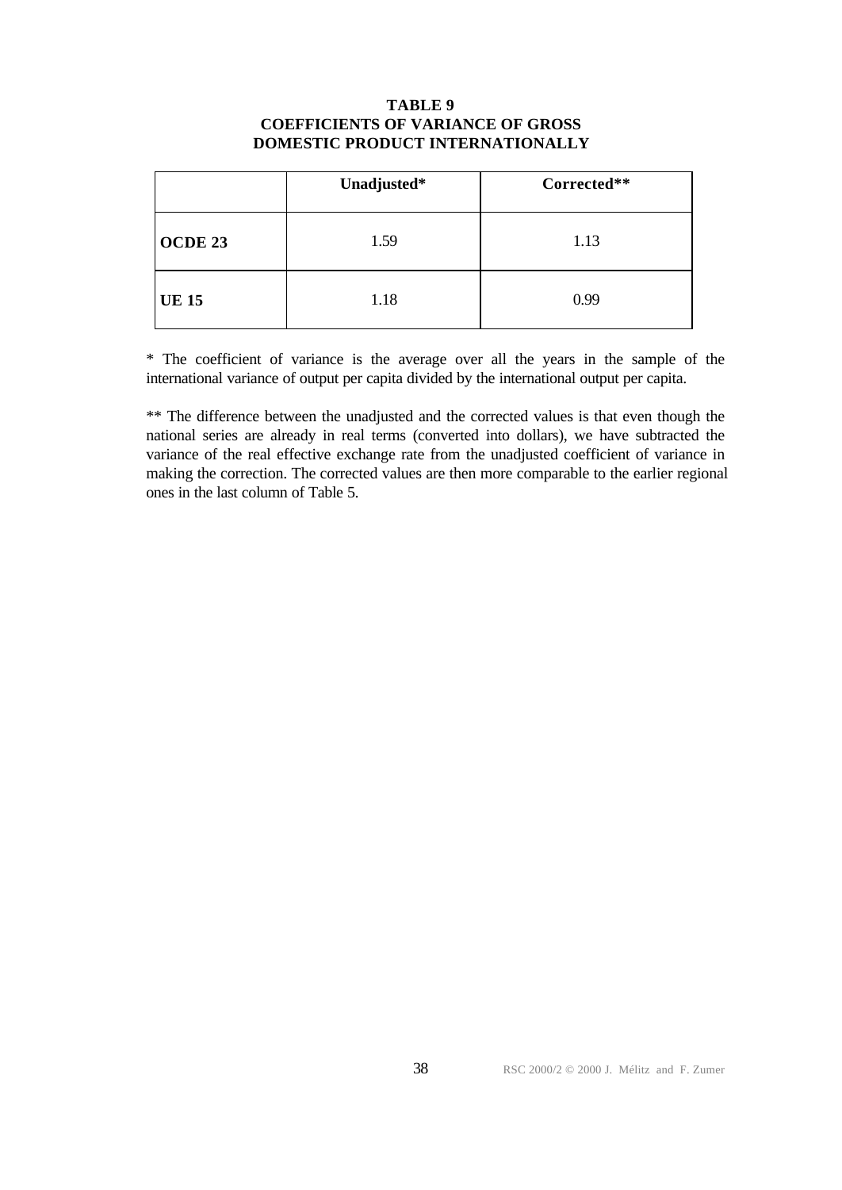**TABLE 9**
**COEFFICIENTS OF VARIANCE OF GROSS DOMESTIC PRODUCT INTERNATIONALLY**

| | Unadjusted* | Corrected** |
|---|---|---|
| **OCDE 23** | 1.59 | 1.13 |
| **UE 15** | 1.18 | 0.99 |

* The coefficient of variance is the average over all the years in the sample of the international variance of output per capita divided by the international output per capita.

** The difference between the unadjusted and the corrected values is that even though the national series are already in real terms (converted into dollars), we have subtracted the variance of the real effective exchange rate from the unadjusted coefficient of variance in making the correction. The corrected values are then more comparable to the earlier regional ones in the last column of Table 5.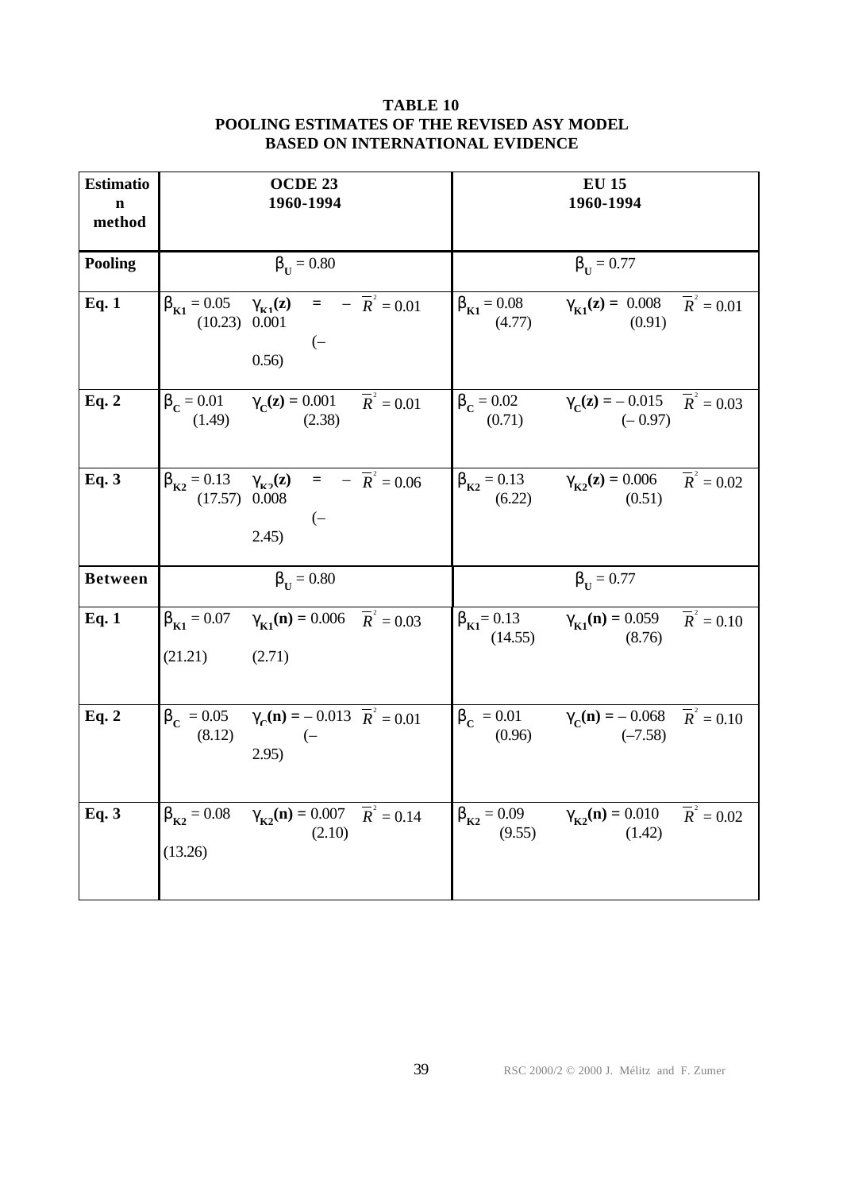**TABLE 10**
**POOLING ESTIMATES OF THE REVISED ASY MODEL**
**BASED ON INTERNATIONAL EVIDENCE**

| **Estimation method** | **OCDE 23 1960-1994** | | | **EU 15 1960-1994** | | |
|---|---|---|---|---|---|---|
| **Pooling** | $\beta_U = 0.80$ | | | $\beta_U = 0.77$ | | |
| **Eq. 1** | $\beta_{K1} = 0.05$ (10.23) | $\gamma_{K1}(z) = -0.001$ (–0.56) | $\overline{R}^2 = 0.01$ | $\beta_{K1} = 0.08$ (4.77) | $\gamma_{K1}(z) = 0.008$ (0.91) | $\overline{R}^2 = 0.01$ |
| **Eq. 2** | $\beta_C = 0.01$ (1.49) | $\gamma_C(z) = 0.001$ (2.38) | $\overline{R}^2 = 0.01$ | $\beta_C = 0.02$ (0.71) | $\gamma_C(z) = -0.015$ (– 0.97) | $\overline{R}^2 = 0.03$ |
| **Eq. 3** | $\beta_{K2} = 0.13$ (17.57) | $\gamma_{K2}(z) = -0.008$ (–2.45) | $\overline{R}^2 = 0.06$ | $\beta_{K2} = 0.13$ (6.22) | $\gamma_{K2}(z) = 0.006$ (0.51) | $\overline{R}^2 = 0.02$ |
| **Between** | $\beta_U = 0.80$ | | | $\beta_U = 0.77$ | | |
| **Eq. 1** | $\beta_{K1} = 0.07$ (21.21) | $\gamma_{K1}(n) = 0.006$ (2.71) | $\overline{R}^2 = 0.03$ | $\beta_{K1} = 0.13$ (14.55) | $\gamma_{K1}(n) = 0.059$ (8.76) | $\overline{R}^2 = 0.10$ |
| **Eq. 2** | $\beta_C = 0.05$ (8.12) | $\gamma_C(n) = -0.013$ (–2.95) | $\overline{R}^2 = 0.01$ | $\beta_C = 0.01$ (0.96) | $\gamma_C(n) = -0.068$ (–7.58) | $\overline{R}^2 = 0.10$ |
| **Eq. 3** | $\beta_{K2} = 0.08$ (13.26) | $\gamma_{K2}(n) = 0.007$ (2.10) | $\overline{R}^2 = 0.14$ | $\beta_{K2} = 0.09$ (9.55) | $\gamma_{K2}(n) = 0.010$ (1.42) | $\overline{R}^2 = 0.02$ |